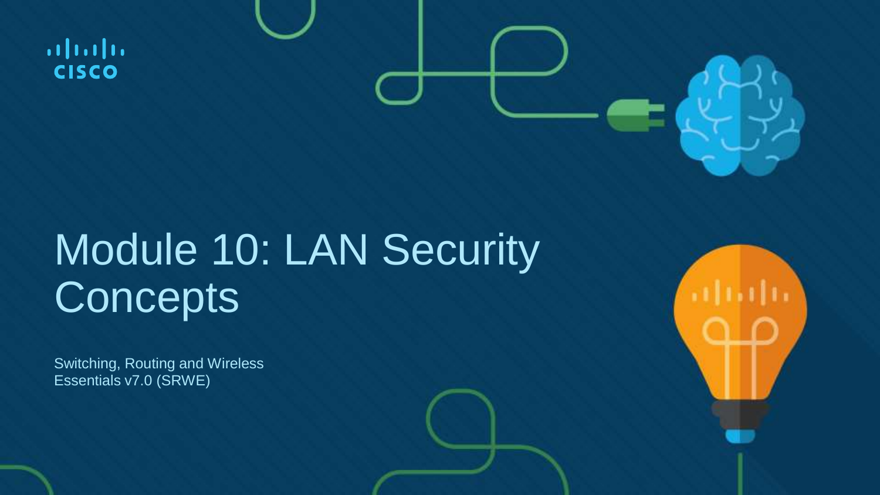# Module 10: LAN Security Concepts

Switching, Routing and Wireless Essentials v7.0 (SRWE)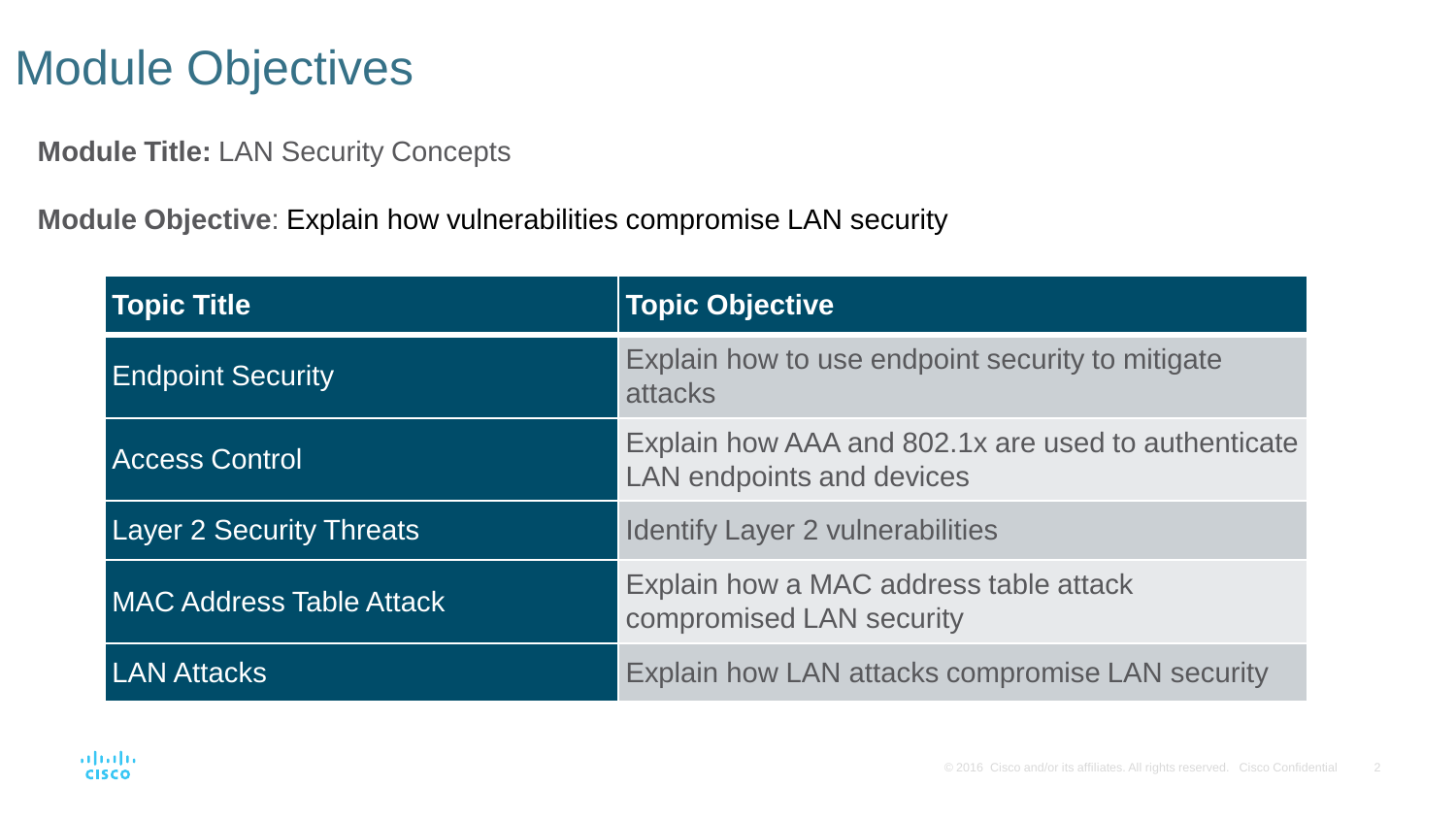# Module Objectives

**Module Title:** LAN Security Concepts

**Module Objective**: Explain how vulnerabilities compromise LAN security

| Topic Title | Topic Objective |
|---|---|
| Endpoint Security | Explain how to use endpoint security to mitigate attacks |
| Access Control | Explain how AAA and 802.1x are used to authenticate LAN endpoints and devices |
| Layer 2 Security Threats | Identify Layer 2 vulnerabilities |
| MAC Address Table Attack | Explain how a MAC address table attack compromised LAN security |
| LAN Attacks | Explain how LAN attacks compromise LAN security |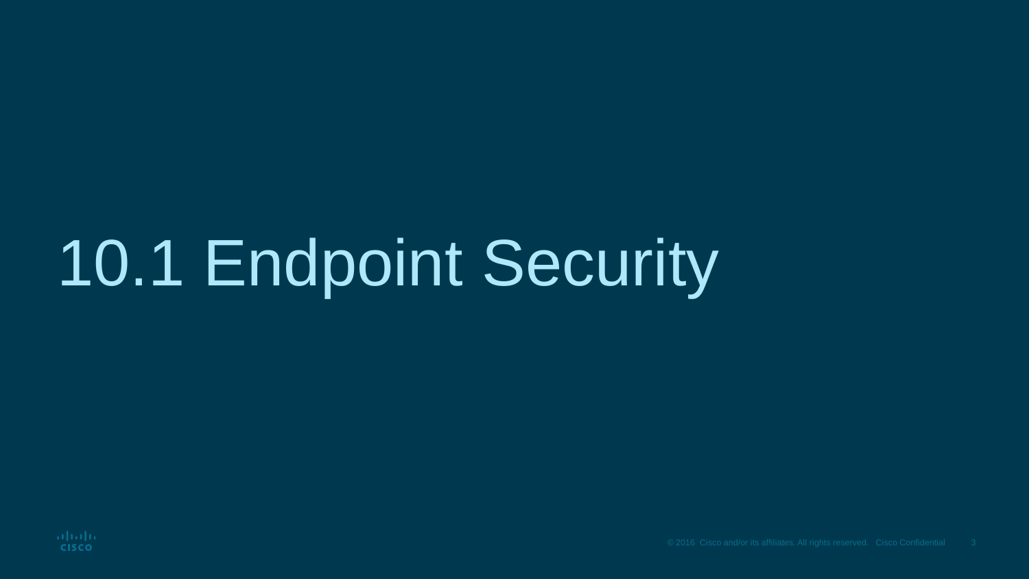# 10.1 Endpoint Security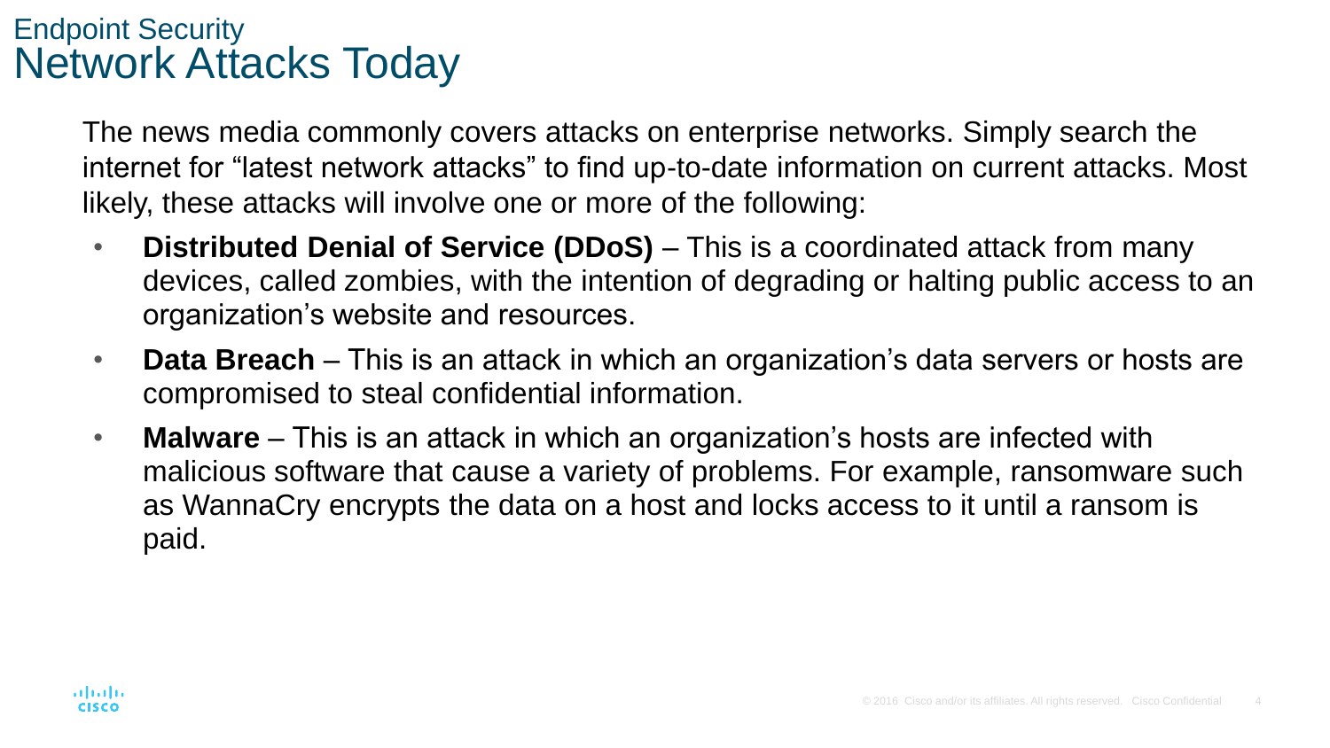## Endpoint Security

# Network Attacks Today

The news media commonly covers attacks on enterprise networks. Simply search the internet for “latest network attacks” to find up-to-date information on current attacks. Most likely, these attacks will involve one or more of the following:

- **Distributed Denial of Service (DDoS)** – This is a coordinated attack from many devices, called zombies, with the intention of degrading or halting public access to an organization’s website and resources.
- **Data Breach** – This is an attack in which an organization’s data servers or hosts are compromised to steal confidential information.
- **Malware** – This is an attack in which an organization’s hosts are infected with malicious software that cause a variety of problems. For example, ransomware such as WannaCry encrypts the data on a host and locks access to it until a ransom is paid.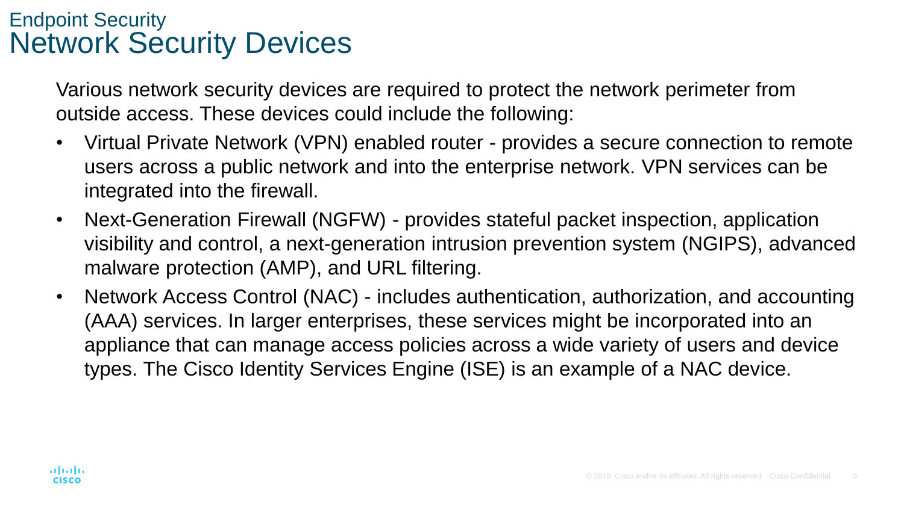## Endpoint Security
# Network Security Devices

Various network security devices are required to protect the network perimeter from outside access. These devices could include the following:

- Virtual Private Network (VPN) enabled router - provides a secure connection to remote users across a public network and into the enterprise network. VPN services can be integrated into the firewall.
- Next-Generation Firewall (NGFW) - provides stateful packet inspection, application visibility and control, a next-generation intrusion prevention system (NGIPS), advanced malware protection (AMP), and URL filtering.
- Network Access Control (NAC) - includes authentication, authorization, and accounting (AAA) services. In larger enterprises, these services might be incorporated into an appliance that can manage access policies across a wide variety of users and device types. The Cisco Identity Services Engine (ISE) is an example of a NAC device.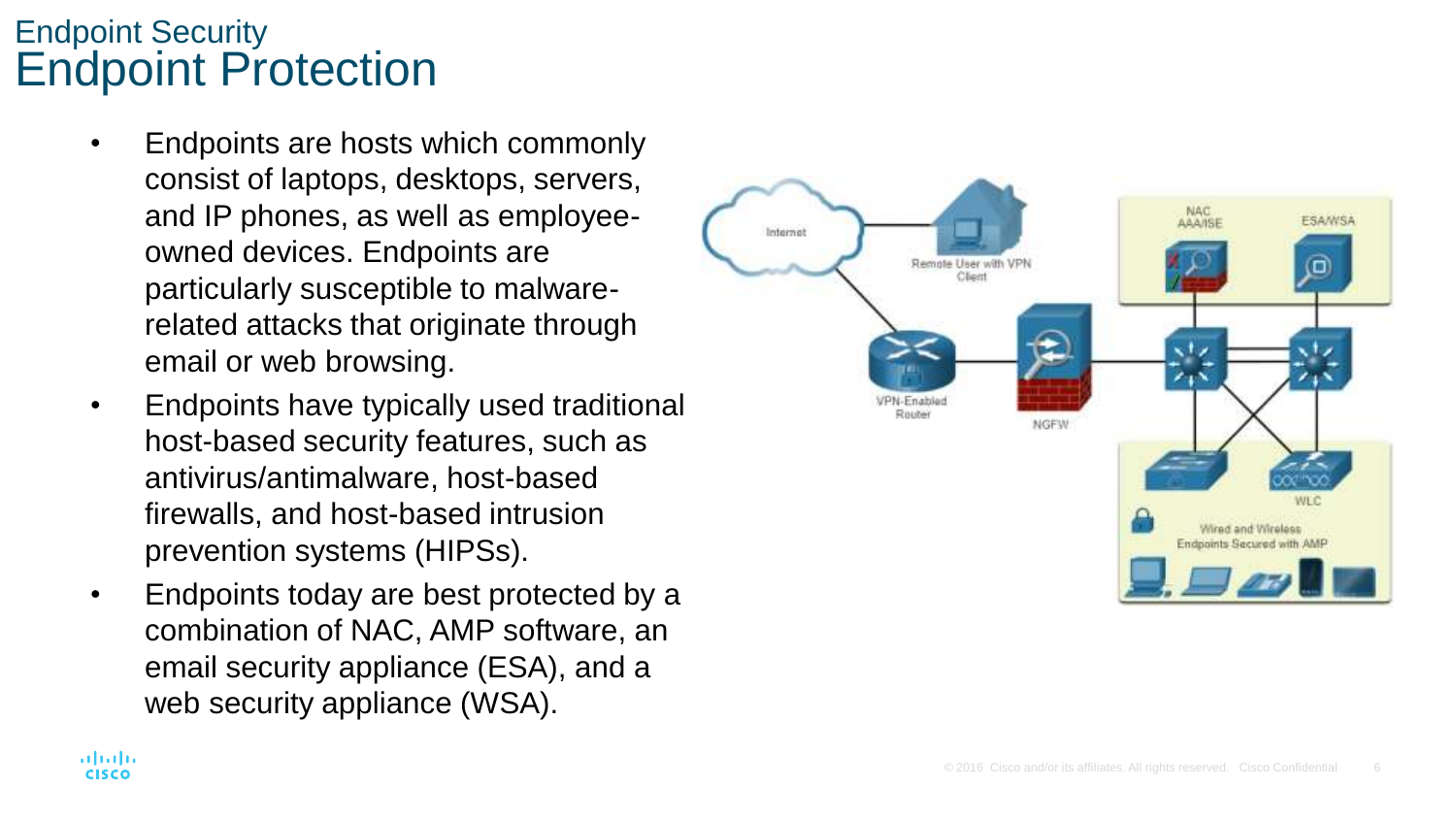# Endpoint Security
## Endpoint Protection

- Endpoints are hosts which commonly consist of laptops, desktops, servers, and IP phones, as well as employee-owned devices. Endpoints are particularly susceptible to malware-related attacks that originate through email or web browsing.
- Endpoints have typically used traditional host-based security features, such as antivirus/antimalware, host-based firewalls, and host-based intrusion prevention systems (HIPSs).
- Endpoints today are best protected by a combination of NAC, AMP software, an email security appliance (ESA), and a web security appliance (WSA).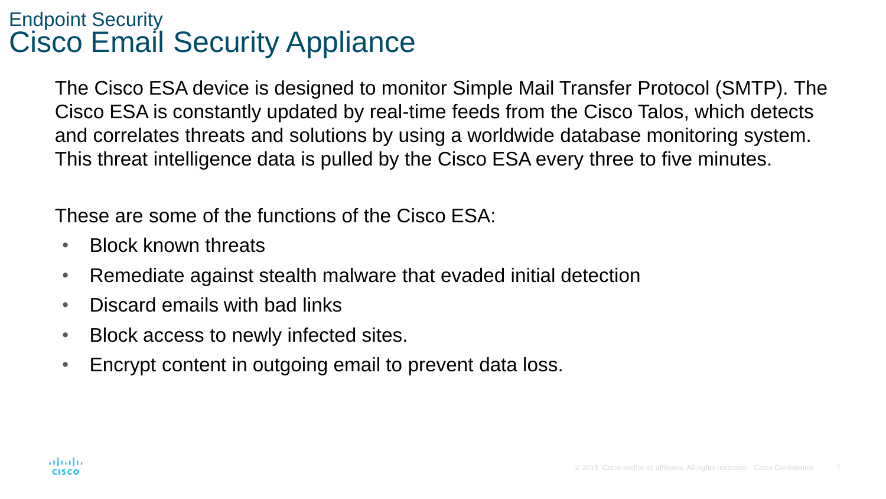## Endpoint Security

# Cisco Email Security Appliance

The Cisco ESA device is designed to monitor Simple Mail Transfer Protocol (SMTP). The Cisco ESA is constantly updated by real-time feeds from the Cisco Talos, which detects and correlates threats and solutions by using a worldwide database monitoring system. This threat intelligence data is pulled by the Cisco ESA every three to five minutes.

These are some of the functions of the Cisco ESA:

- Block known threats
- Remediate against stealth malware that evaded initial detection
- Discard emails with bad links
- Block access to newly infected sites.
- Encrypt content in outgoing email to prevent data loss.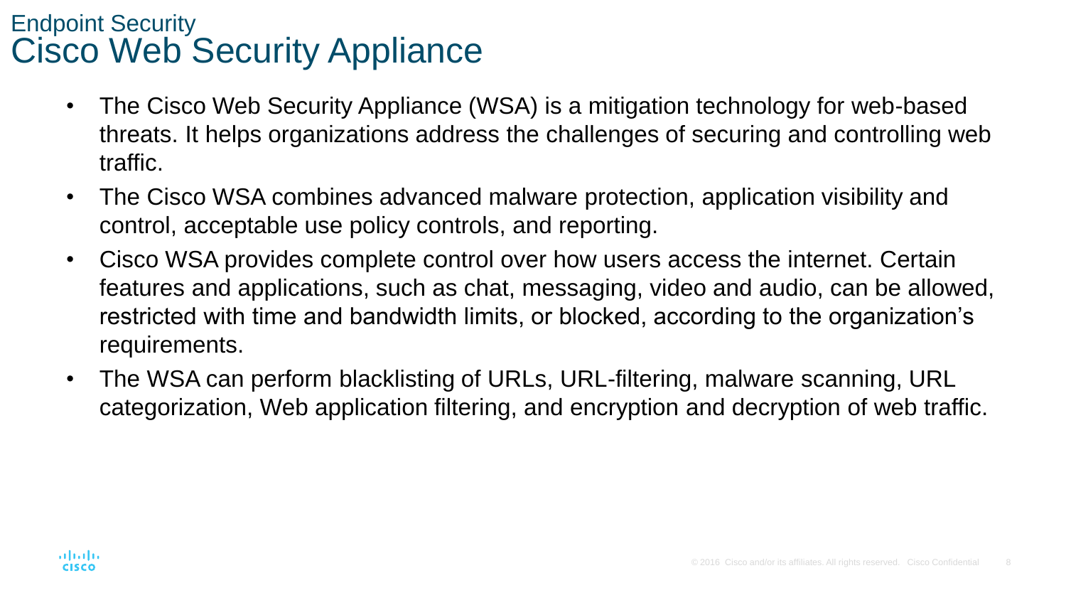## Endpoint Security

# Cisco Web Security Appliance

- The Cisco Web Security Appliance (WSA) is a mitigation technology for web-based threats. It helps organizations address the challenges of securing and controlling web traffic.
- The Cisco WSA combines advanced malware protection, application visibility and control, acceptable use policy controls, and reporting.
- Cisco WSA provides complete control over how users access the internet. Certain features and applications, such as chat, messaging, video and audio, can be allowed, restricted with time and bandwidth limits, or blocked, according to the organization's requirements.
- The WSA can perform blacklisting of URLs, URL-filtering, malware scanning, URL categorization, Web application filtering, and encryption and decryption of web traffic.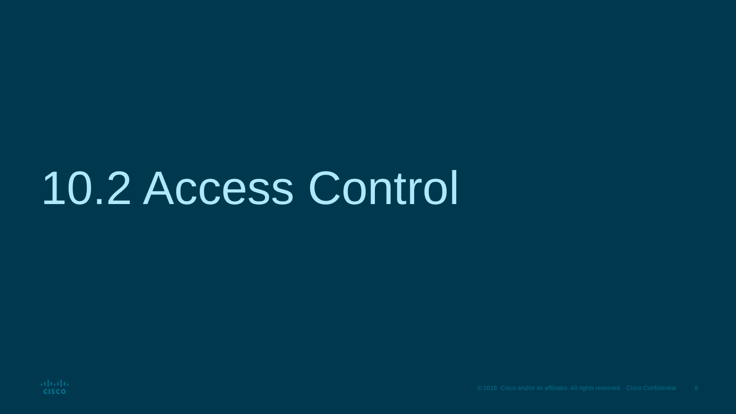# 10.2 Access Control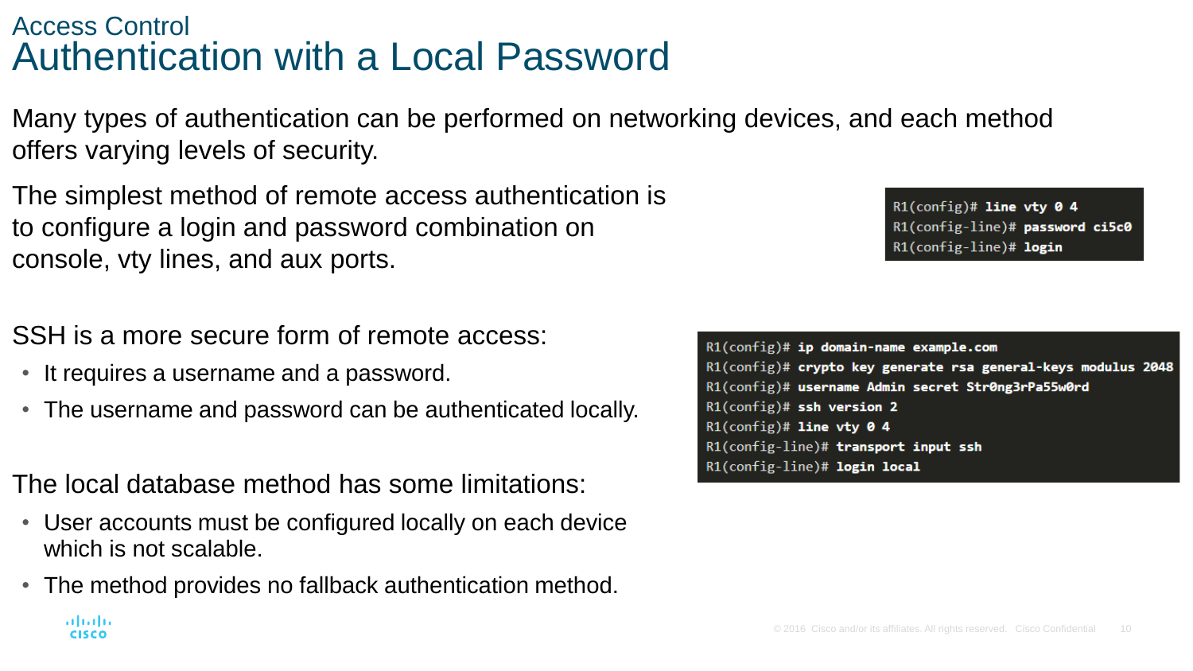## Access Control

# Authentication with a Local Password

Many types of authentication can be performed on networking devices, and each method offers varying levels of security.

The simplest method of remote access authentication is to configure a login and password combination on console, vty lines, and aux ports.

```
R1(config)# line vty 0 4
R1(config-line)# password ci5c0
R1(config-line)# login
```

SSH is a more secure form of remote access:

- It requires a username and a password.
- The username and password can be authenticated locally.

```
R1(config)# ip domain-name example.com
R1(config)# crypto key generate rsa general-keys modulus 2048
R1(config)# username Admin secret Str0ng3rPa55w0rd
R1(config)# ssh version 2
R1(config)# line vty 0 4
R1(config-line)# transport input ssh
R1(config-line)# login local
```

The local database method has some limitations:

- User accounts must be configured locally on each device which is not scalable.
- The method provides no fallback authentication method.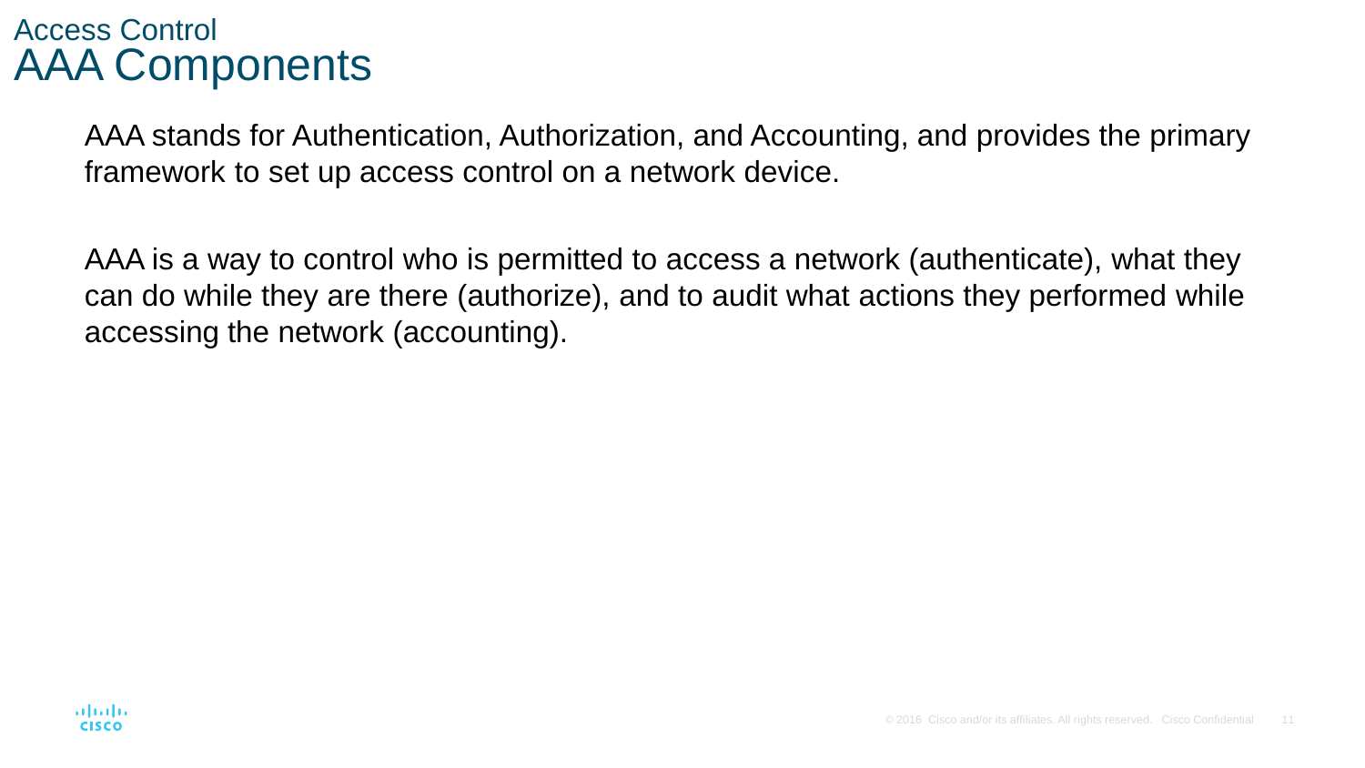## Access Control

# AAA Components

AAA stands for Authentication, Authorization, and Accounting, and provides the primary framework to set up access control on a network device.

AAA is a way to control who is permitted to access a network (authenticate), what they can do while they are there (authorize), and to audit what actions they performed while accessing the network (accounting).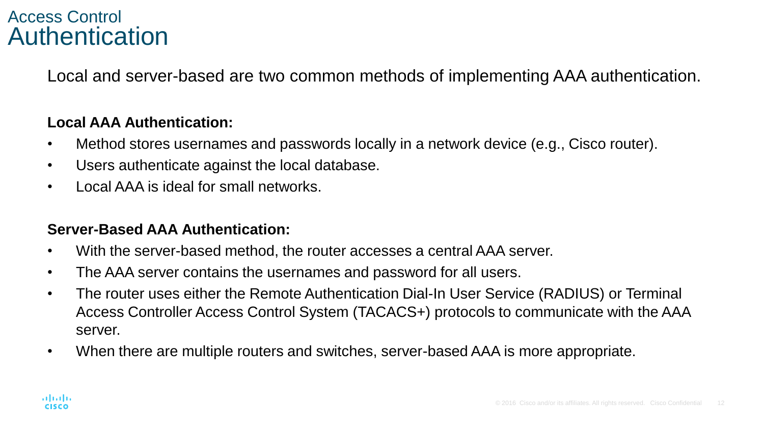# Access Control
## Authentication

Local and server-based are two common methods of implementing AAA authentication.

**Local AAA Authentication:**

- Method stores usernames and passwords locally in a network device (e.g., Cisco router).
- Users authenticate against the local database.
- Local AAA is ideal for small networks.

**Server-Based AAA Authentication:**

- With the server-based method, the router accesses a central AAA server.
- The AAA server contains the usernames and password for all users.
- The router uses either the Remote Authentication Dial-In User Service (RADIUS) or Terminal Access Controller Access Control System (TACACS+) protocols to communicate with the AAA server.
- When there are multiple routers and switches, server-based AAA is more appropriate.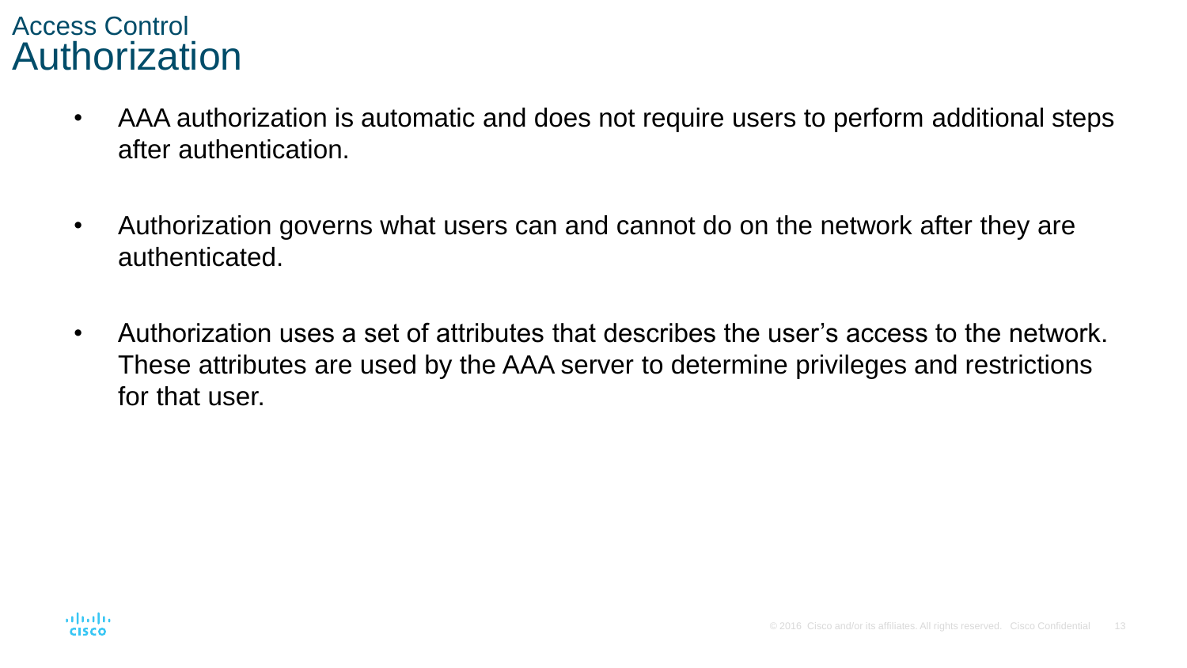## Access Control
# Authorization

- AAA authorization is automatic and does not require users to perform additional steps after authentication.
- Authorization governs what users can and cannot do on the network after they are authenticated.
- Authorization uses a set of attributes that describes the user's access to the network. These attributes are used by the AAA server to determine privileges and restrictions for that user.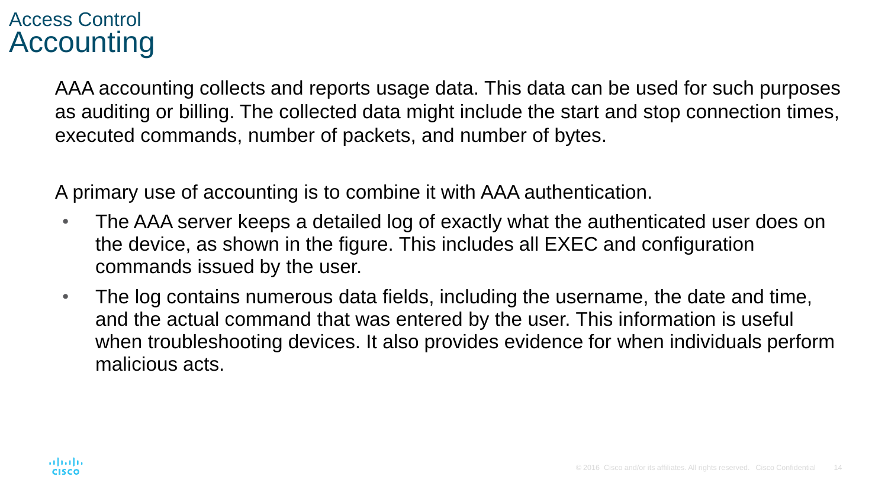## Access Control

# Accounting

AAA accounting collects and reports usage data. This data can be used for such purposes as auditing or billing. The collected data might include the start and stop connection times, executed commands, number of packets, and number of bytes.

A primary use of accounting is to combine it with AAA authentication.

- The AAA server keeps a detailed log of exactly what the authenticated user does on the device, as shown in the figure. This includes all EXEC and configuration commands issued by the user.
- The log contains numerous data fields, including the username, the date and time, and the actual command that was entered by the user. This information is useful when troubleshooting devices. It also provides evidence for when individuals perform malicious acts.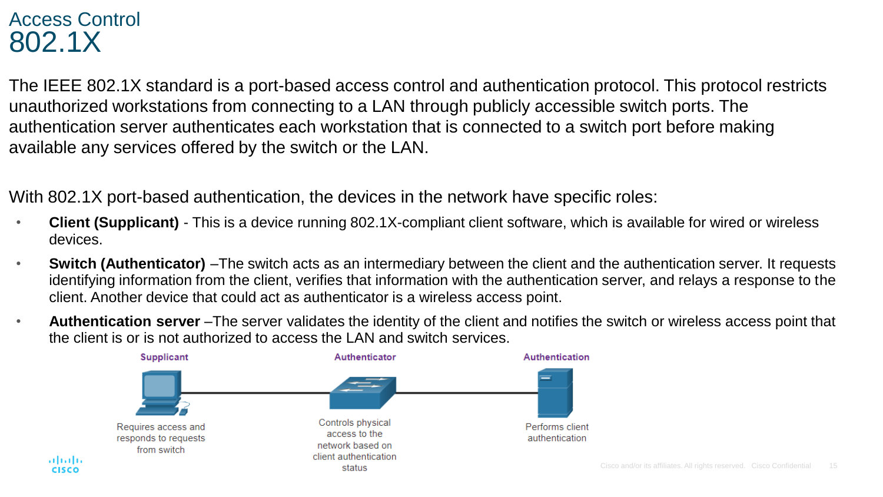# Access Control
## 802.1X

The IEEE 802.1X standard is a port-based access control and authentication protocol. This protocol restricts unauthorized workstations from connecting to a LAN through publicly accessible switch ports. The authentication server authenticates each workstation that is connected to a switch port before making available any services offered by the switch or the LAN.

With 802.1X port-based authentication, the devices in the network have specific roles:

- **Client (Supplicant)** - This is a device running 802.1X-compliant client software, which is available for wired or wireless devices.
- **Switch (Authenticator)** –The switch acts as an intermediary between the client and the authentication server. It requests identifying information from the client, verifies that information with the authentication server, and relays a response to the client. Another device that could act as authenticator is a wireless access point.
- **Authentication server** –The server validates the identity of the client and notifies the switch or wireless access point that the client is or is not authorized to access the LAN and switch services.

Supplicant — Requires access and responds to requests from switch

Authenticator — Controls physical access to the network based on client authentication status

Authentication — Performs client authentication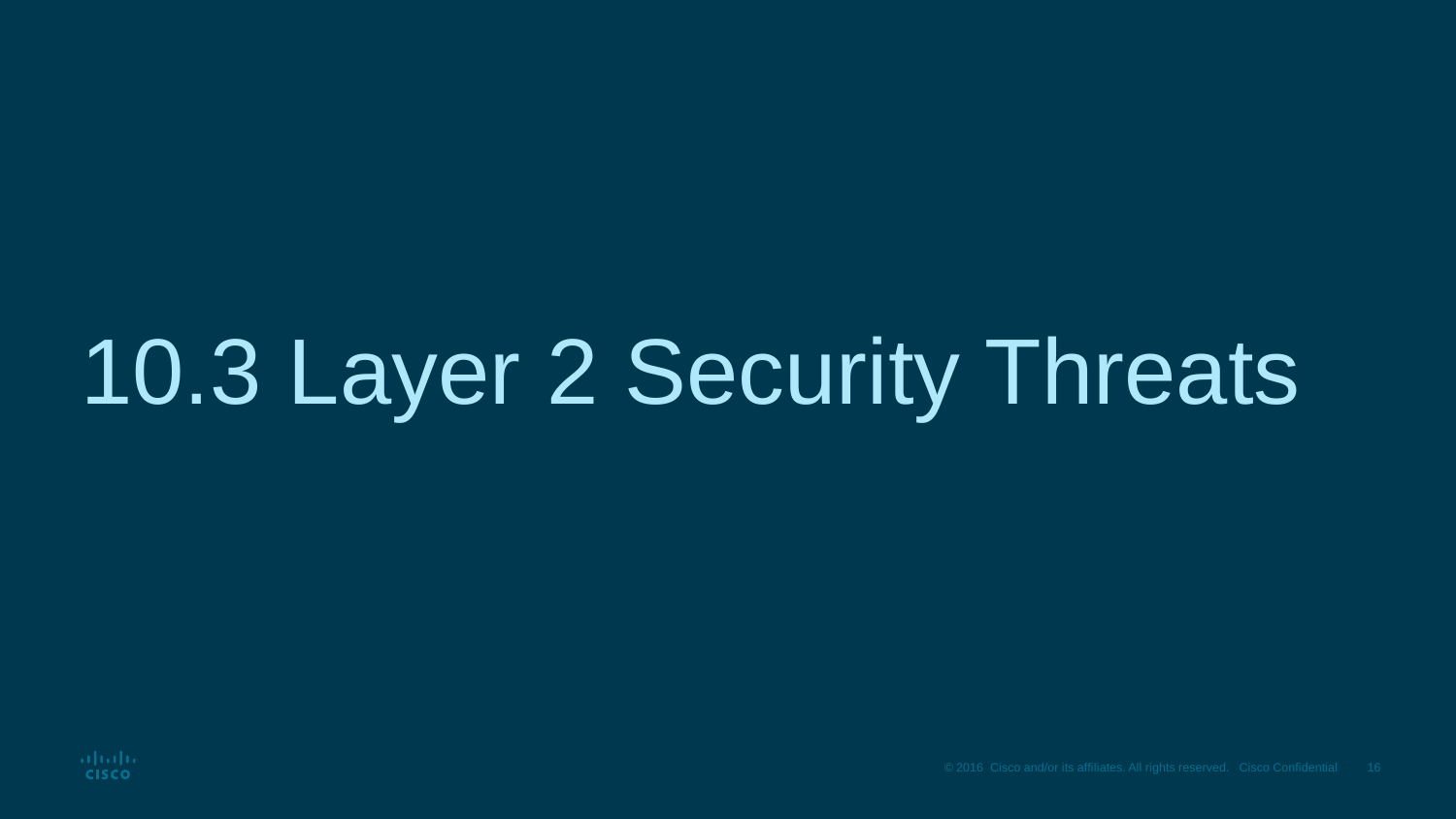# 10.3 Layer 2 Security Threats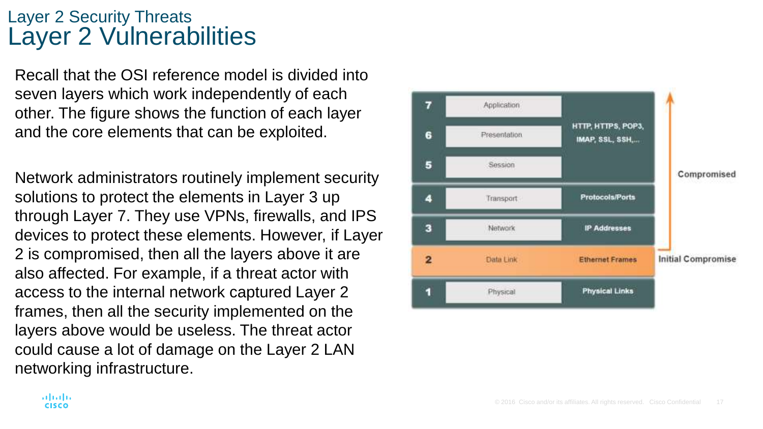## Layer 2 Security Threats

# Layer 2 Vulnerabilities

Recall that the OSI reference model is divided into seven layers which work independently of each other. The figure shows the function of each layer and the core elements that can be exploited.

Network administrators routinely implement security solutions to protect the elements in Layer 3 up through Layer 7. They use VPNs, firewalls, and IPS devices to protect these elements. However, if Layer 2 is compromised, then all the layers above it are also affected. For example, if a threat actor with access to the internal network captured Layer 2 frames, then all the security implemented on the layers above would be useless. The threat actor could cause a lot of damage on the Layer 2 LAN networking infrastructure.

| Layer | Name | Elements | |
|---|---|---|---|
| 7 | Application | HTTP, HTTPS, POP3, IMAP, SSL, SSH,... | Compromised |
| 6 | Presentation | | |
| 5 | Session | | |
| 4 | Transport | Protocols/Ports | |
| 3 | Network | IP Addresses | |
| 2 | Data Link | Ethernet Frames | Initial Compromise |
| 1 | Physical | Physical Links | |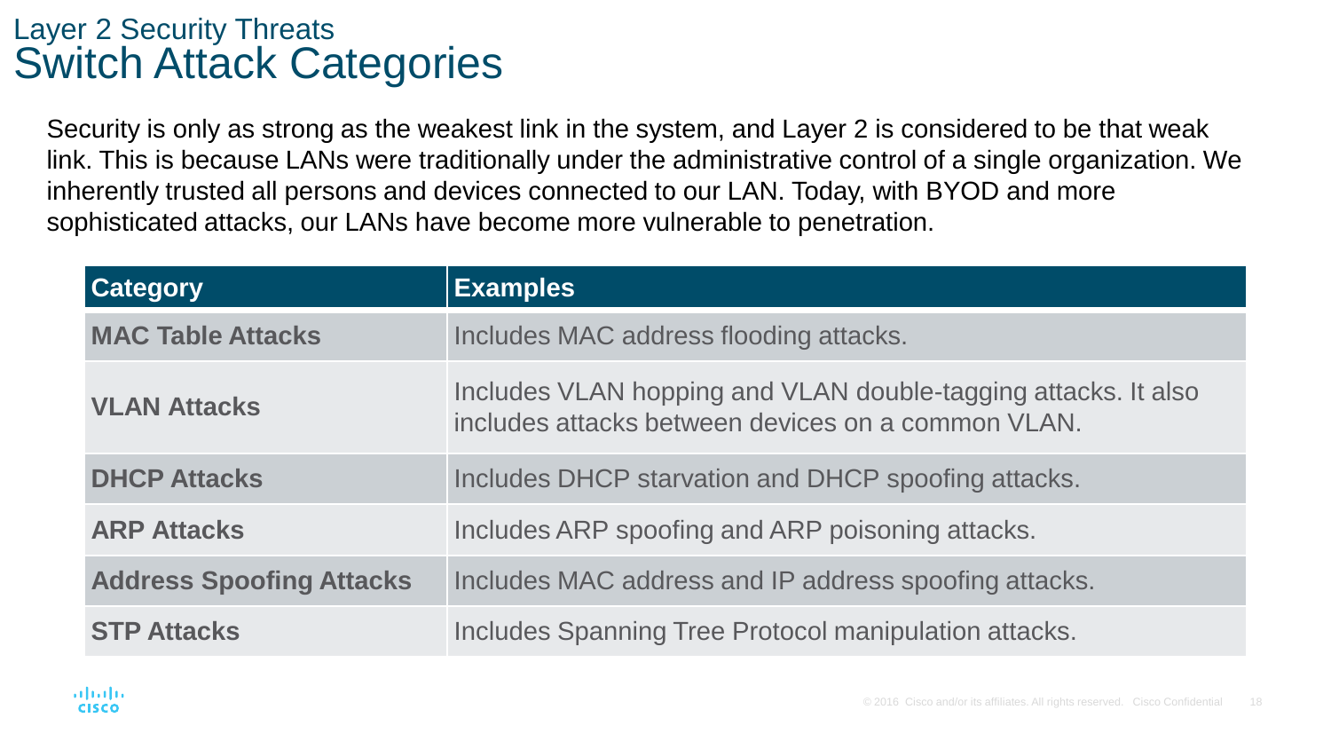## Layer 2 Security Threats
# Switch Attack Categories

Security is only as strong as the weakest link in the system, and Layer 2 is considered to be that weak link. This is because LANs were traditionally under the administrative control of a single organization. We inherently trusted all persons and devices connected to our LAN. Today, with BYOD and more sophisticated attacks, our LANs have become more vulnerable to penetration.

| Category | Examples |
|---|---|
| **MAC Table Attacks** | Includes MAC address flooding attacks. |
| **VLAN Attacks** | Includes VLAN hopping and VLAN double-tagging attacks. It also includes attacks between devices on a common VLAN. |
| **DHCP Attacks** | Includes DHCP starvation and DHCP spoofing attacks. |
| **ARP Attacks** | Includes ARP spoofing and ARP poisoning attacks. |
| **Address Spoofing Attacks** | Includes MAC address and IP address spoofing attacks. |
| **STP Attacks** | Includes Spanning Tree Protocol manipulation attacks. |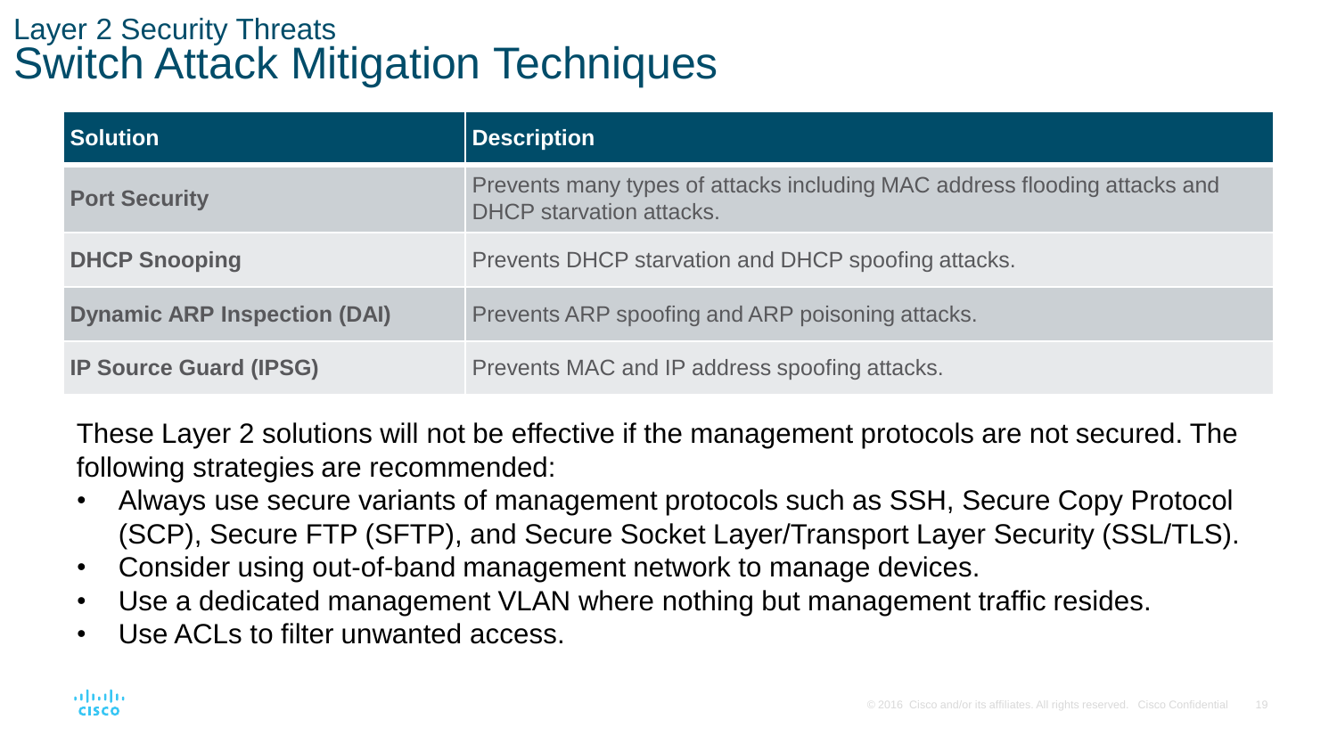## Layer 2 Security Threats

# Switch Attack Mitigation Techniques

| Solution | Description |
|---|---|
| **Port Security** | Prevents many types of attacks including MAC address flooding attacks and DHCP starvation attacks. |
| **DHCP Snooping** | Prevents DHCP starvation and DHCP spoofing attacks. |
| **Dynamic ARP Inspection (DAI)** | Prevents ARP spoofing and ARP poisoning attacks. |
| **IP Source Guard (IPSG)** | Prevents MAC and IP address spoofing attacks. |

These Layer 2 solutions will not be effective if the management protocols are not secured. The following strategies are recommended:

- Always use secure variants of management protocols such as SSH, Secure Copy Protocol (SCP), Secure FTP (SFTP), and Secure Socket Layer/Transport Layer Security (SSL/TLS).
- Consider using out-of-band management network to manage devices.
- Use a dedicated management VLAN where nothing but management traffic resides.
- Use ACLs to filter unwanted access.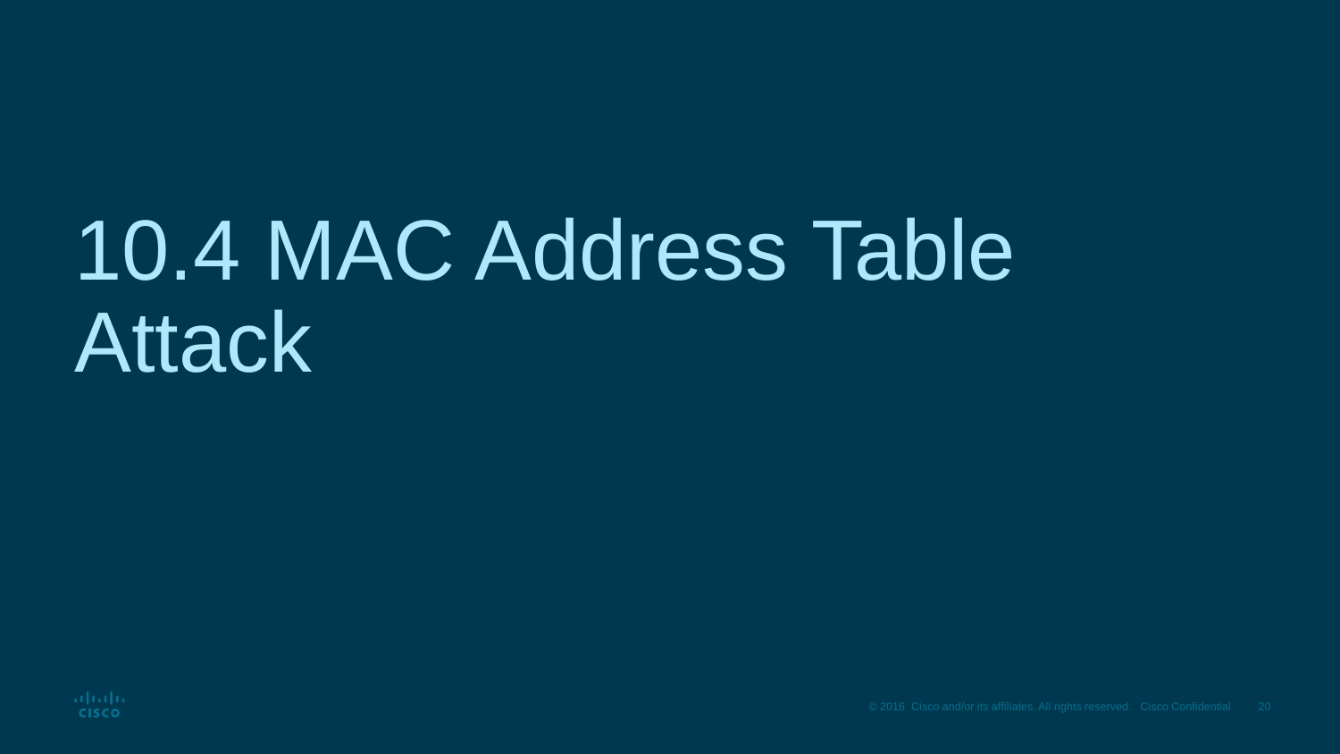# 10.4 MAC Address Table Attack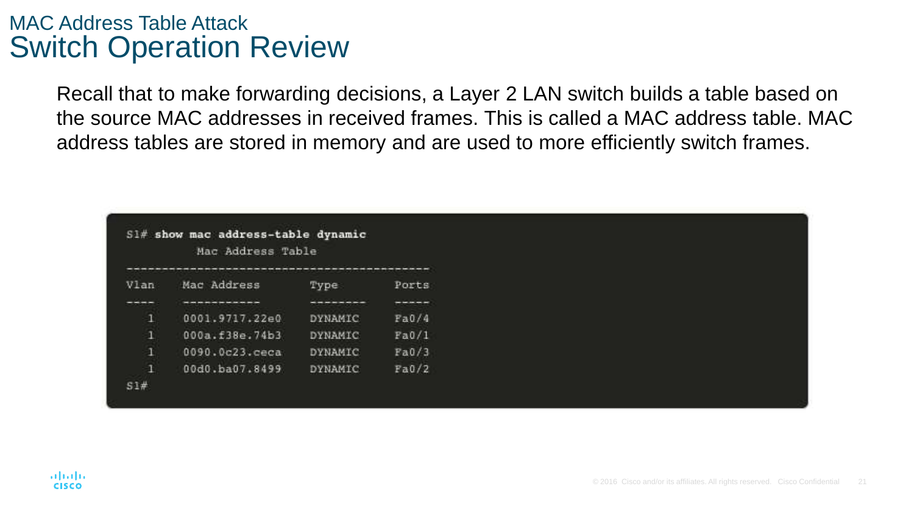# MAC Address Table Attack
## Switch Operation Review

Recall that to make forwarding decisions, a Layer 2 LAN switch builds a table based on the source MAC addresses in received frames. This is called a MAC address table. MAC address tables are stored in memory and are used to more efficiently switch frames.

```
S1# show mac address-table dynamic
          Mac Address Table
-------------------------------------------
Vlan    Mac Address       Type        Ports
----    -----------       --------    -----
   1    0001.9717.22e0    DYNAMIC     Fa0/4
   1    000a.f38e.74b3    DYNAMIC     Fa0/1
   1    0090.0c23.ceca    DYNAMIC     Fa0/3
   1    00d0.ba07.8499    DYNAMIC     Fa0/2
S1#
```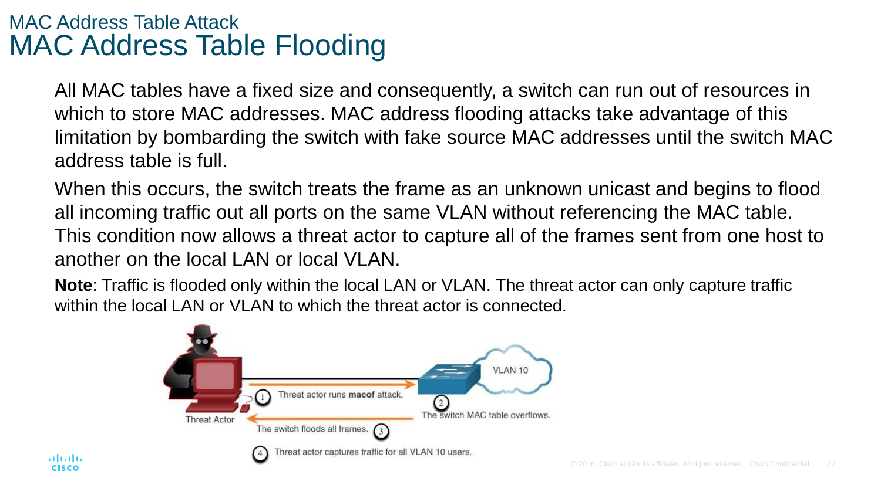## MAC Address Table Attack

# MAC Address Table Flooding

All MAC tables have a fixed size and consequently, a switch can run out of resources in which to store MAC addresses. MAC address flooding attacks take advantage of this limitation by bombarding the switch with fake source MAC addresses until the switch MAC address table is full.

When this occurs, the switch treats the frame as an unknown unicast and begins to flood all incoming traffic out all ports on the same VLAN without referencing the MAC table. This condition now allows a threat actor to capture all of the frames sent from one host to another on the local LAN or local VLAN.

**Note**: Traffic is flooded only within the local LAN or VLAN. The threat actor can only capture traffic within the local LAN or VLAN to which the threat actor is connected.

1. Threat actor runs **macof** attack.
2. The switch MAC table overflows.
3. The switch floods all frames.
4. Threat actor captures traffic for all VLAN 10 users.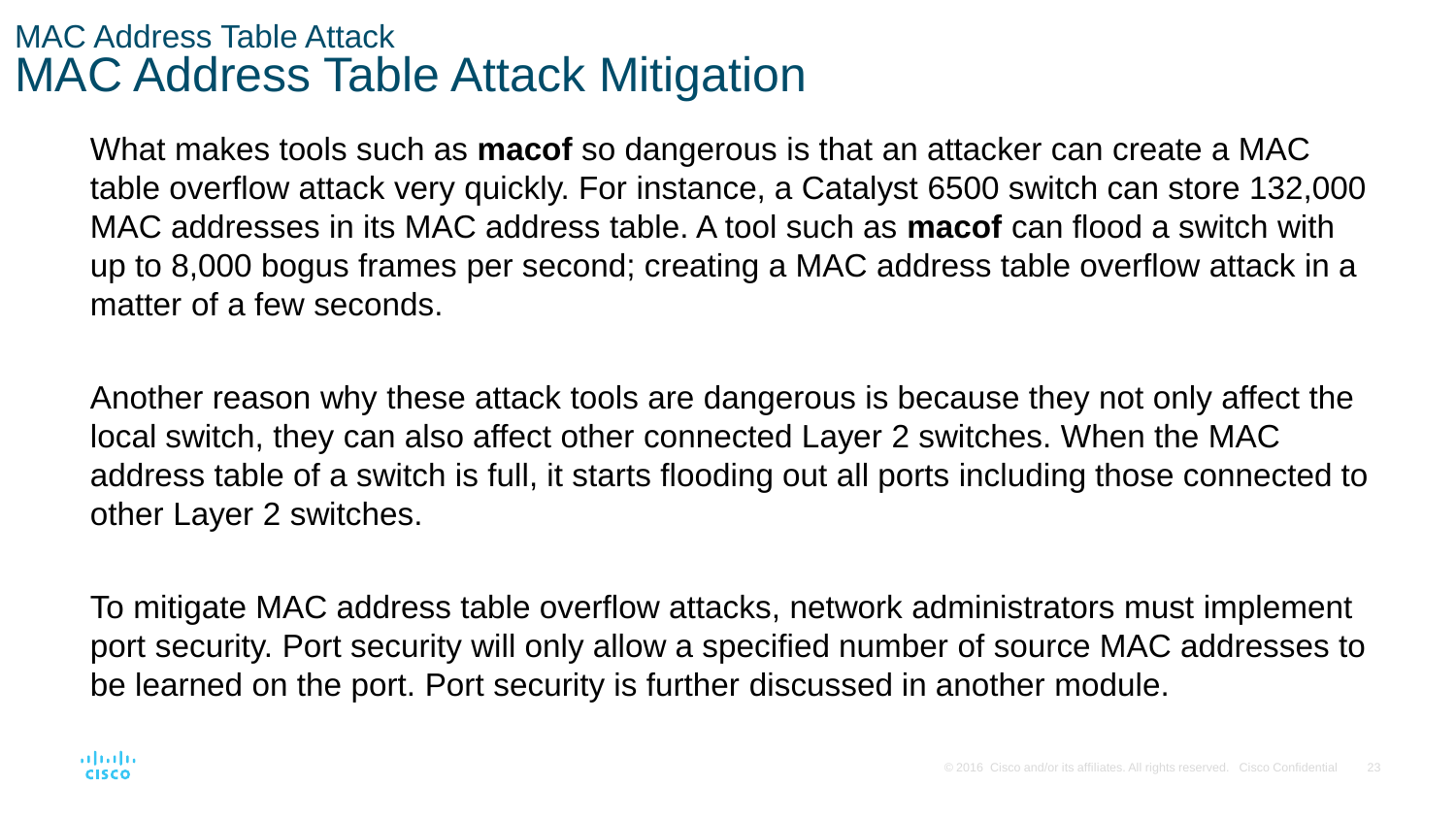## MAC Address Table Attack

# MAC Address Table Attack Mitigation

What makes tools such as **macof** so dangerous is that an attacker can create a MAC table overflow attack very quickly. For instance, a Catalyst 6500 switch can store 132,000 MAC addresses in its MAC address table. A tool such as **macof** can flood a switch with up to 8,000 bogus frames per second; creating a MAC address table overflow attack in a matter of a few seconds.

Another reason why these attack tools are dangerous is because they not only affect the local switch, they can also affect other connected Layer 2 switches. When the MAC address table of a switch is full, it starts flooding out all ports including those connected to other Layer 2 switches.

To mitigate MAC address table overflow attacks, network administrators must implement port security. Port security will only allow a specified number of source MAC addresses to be learned on the port. Port security is further discussed in another module.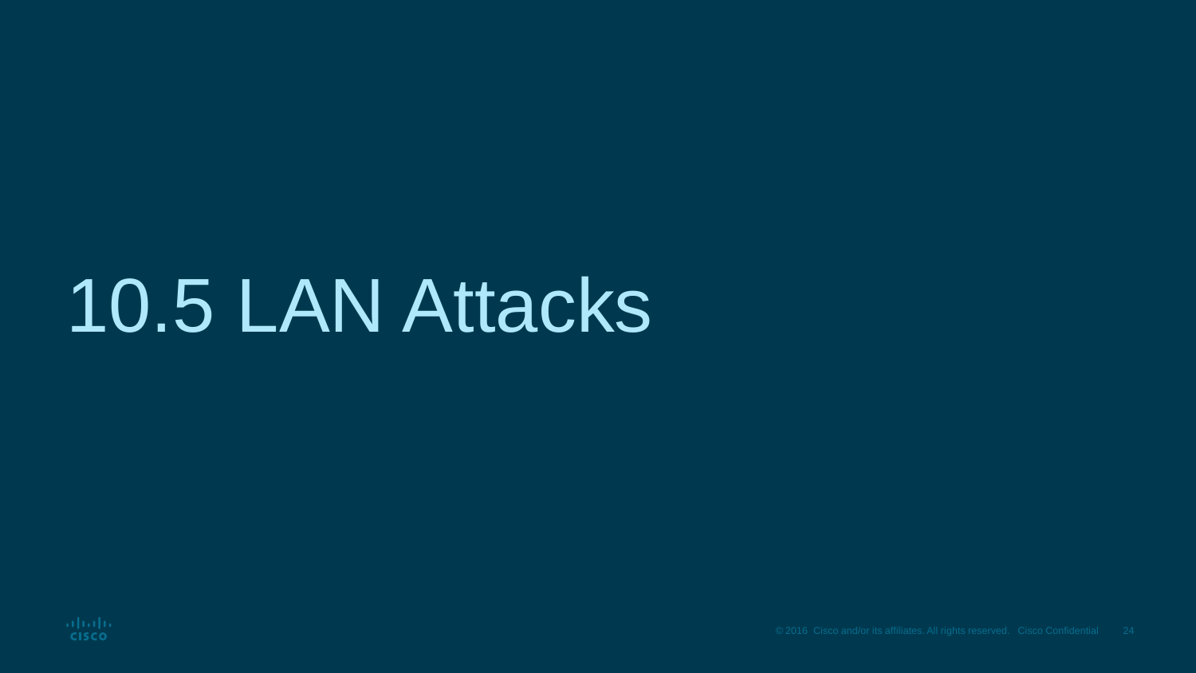# 10.5 LAN Attacks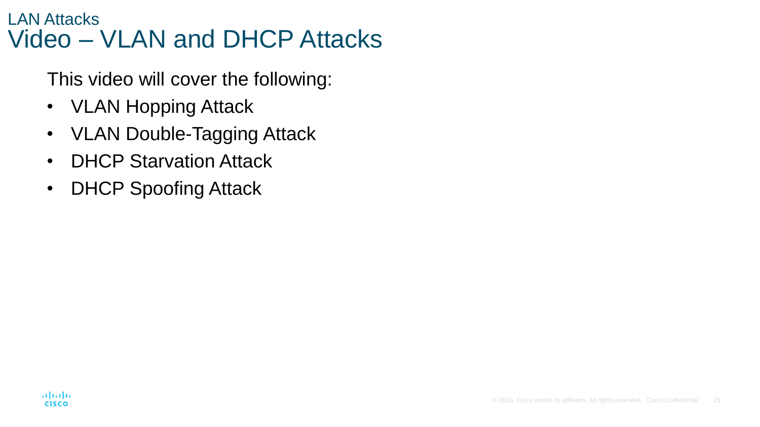## LAN Attacks

# Video – VLAN and DHCP Attacks

This video will cover the following:

- VLAN Hopping Attack
- VLAN Double-Tagging Attack
- DHCP Starvation Attack
- DHCP Spoofing Attack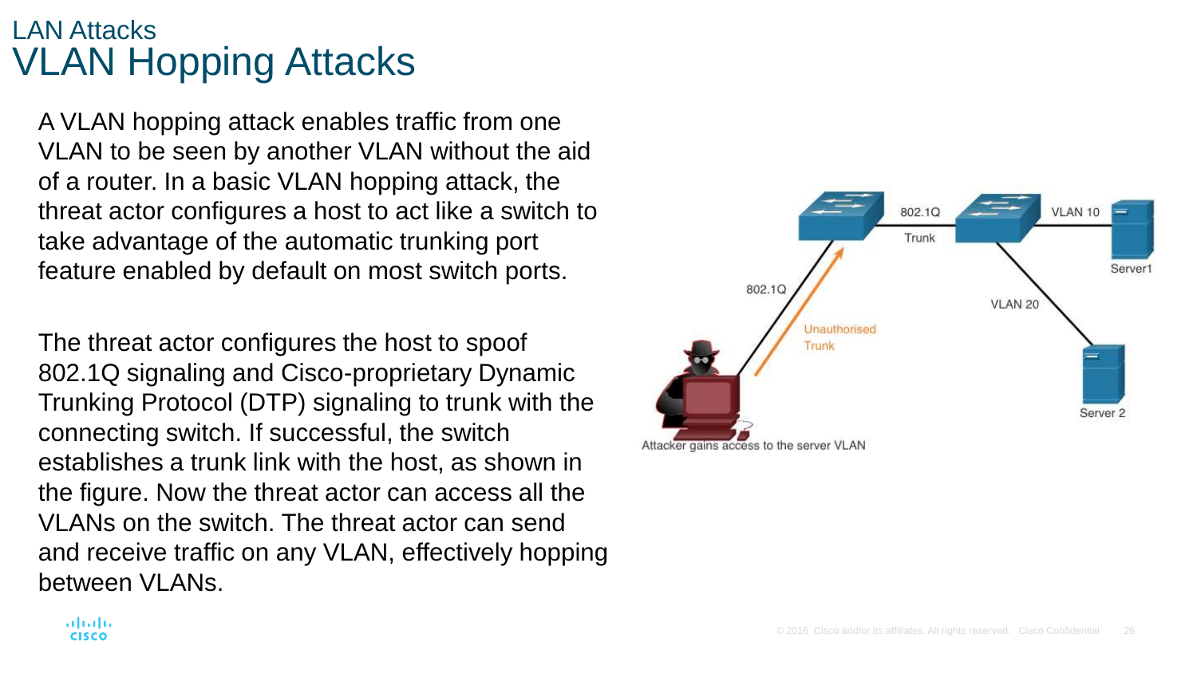## LAN Attacks

# VLAN Hopping Attacks

A VLAN hopping attack enables traffic from one VLAN to be seen by another VLAN without the aid of a router. In a basic VLAN hopping attack, the threat actor configures a host to act like a switch to take advantage of the automatic trunking port feature enabled by default on most switch ports.

The threat actor configures the host to spoof 802.1Q signaling and Cisco-proprietary Dynamic Trunking Protocol (DTP) signaling to trunk with the connecting switch. If successful, the switch establishes a trunk link with the host, as shown in the figure. Now the threat actor can access all the VLANs on the switch. The threat actor can send and receive traffic on any VLAN, effectively hopping between VLANs.

Attacker gains access to the server VLAN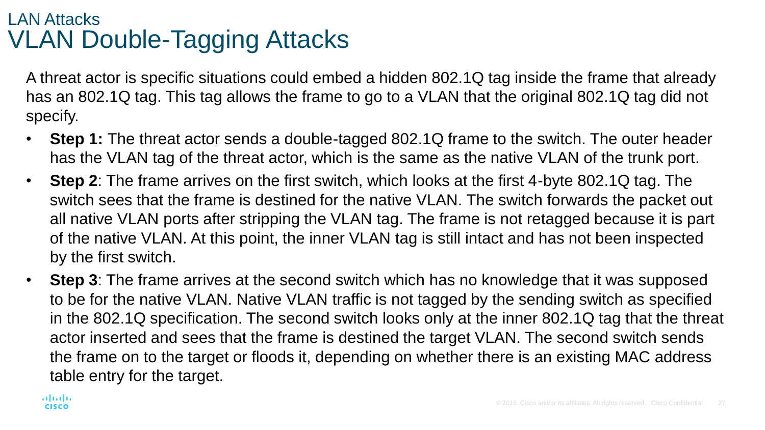## LAN Attacks

# VLAN Double-Tagging Attacks

A threat actor is specific situations could embed a hidden 802.1Q tag inside the frame that already has an 802.1Q tag. This tag allows the frame to go to a VLAN that the original 802.1Q tag did not specify.

- **Step 1:** The threat actor sends a double-tagged 802.1Q frame to the switch. The outer header has the VLAN tag of the threat actor, which is the same as the native VLAN of the trunk port.
- **Step 2**: The frame arrives on the first switch, which looks at the first 4-byte 802.1Q tag. The switch sees that the frame is destined for the native VLAN. The switch forwards the packet out all native VLAN ports after stripping the VLAN tag. The frame is not retagged because it is part of the native VLAN. At this point, the inner VLAN tag is still intact and has not been inspected by the first switch.
- **Step 3**: The frame arrives at the second switch which has no knowledge that it was supposed to be for the native VLAN. Native VLAN traffic is not tagged by the sending switch as specified in the 802.1Q specification. The second switch looks only at the inner 802.1Q tag that the threat actor inserted and sees that the frame is destined the target VLAN. The second switch sends the frame on to the target or floods it, depending on whether there is an existing MAC address table entry for the target.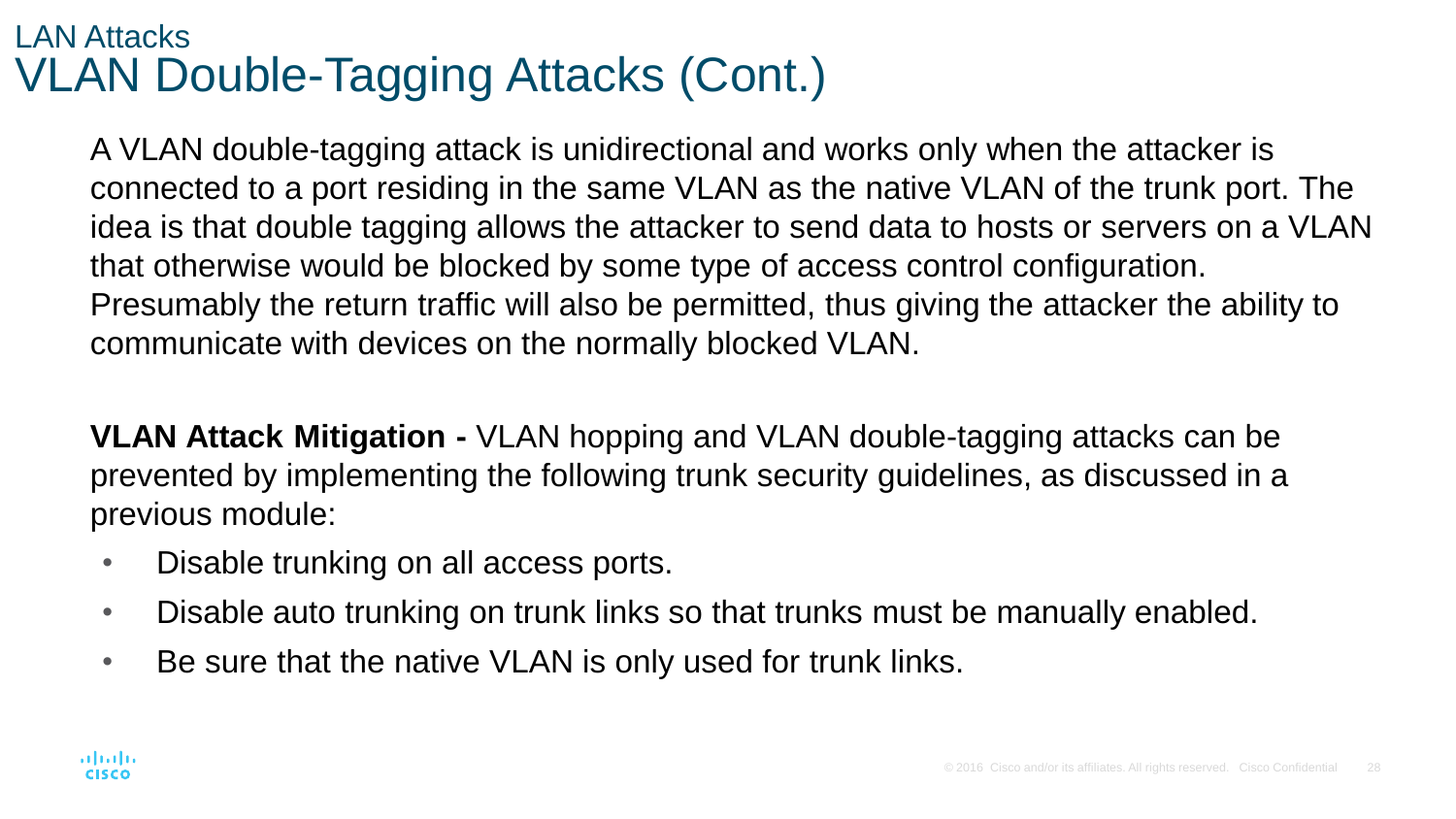## LAN Attacks

# VLAN Double-Tagging Attacks (Cont.)

A VLAN double-tagging attack is unidirectional and works only when the attacker is connected to a port residing in the same VLAN as the native VLAN of the trunk port. The idea is that double tagging allows the attacker to send data to hosts or servers on a VLAN that otherwise would be blocked by some type of access control configuration. Presumably the return traffic will also be permitted, thus giving the attacker the ability to communicate with devices on the normally blocked VLAN.

**VLAN Attack Mitigation -** VLAN hopping and VLAN double-tagging attacks can be prevented by implementing the following trunk security guidelines, as discussed in a previous module:

- Disable trunking on all access ports.
- Disable auto trunking on trunk links so that trunks must be manually enabled.
- Be sure that the native VLAN is only used for trunk links.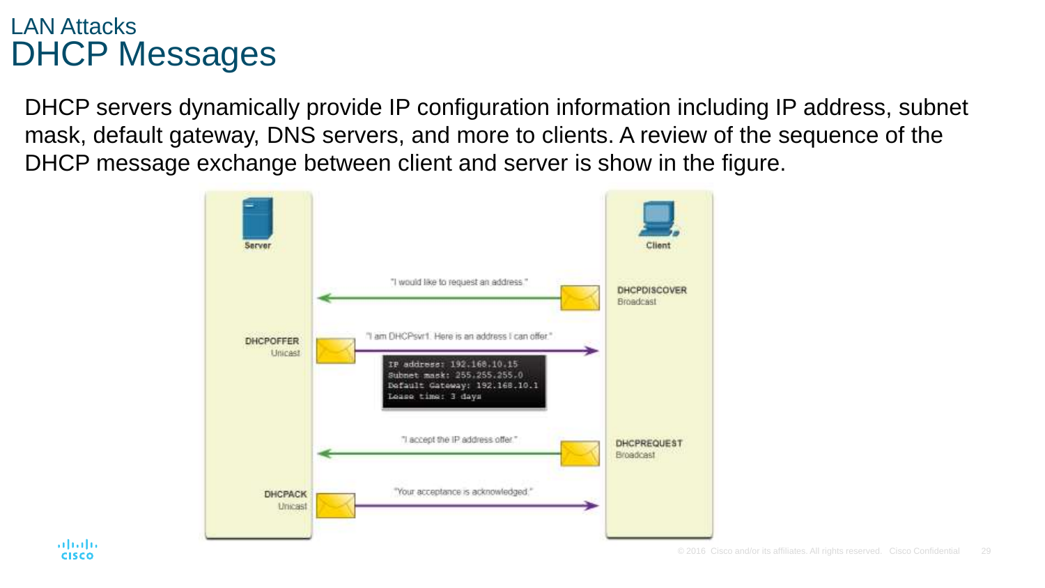## LAN Attacks

# DHCP Messages

DHCP servers dynamically provide IP configuration information including IP address, subnet mask, default gateway, DNS servers, and more to clients. A review of the sequence of the DHCP message exchange between client and server is show in the figure.

Server

Client

"I would like to request an address."

DHCPDISCOVER
Broadcast

DHCPOFFER
Unicast

"I am DHCPsvr1. Here is an address I can offer."

```
IP address: 192.168.10.15
Subnet mask: 255.255.255.0
Default Gateway: 192.168.10.1
Lease time: 3 days
```

"I accept the IP address offer."

DHCPREQUEST
Broadcast

DHCPACK
Unicast

"Your acceptance is acknowledged."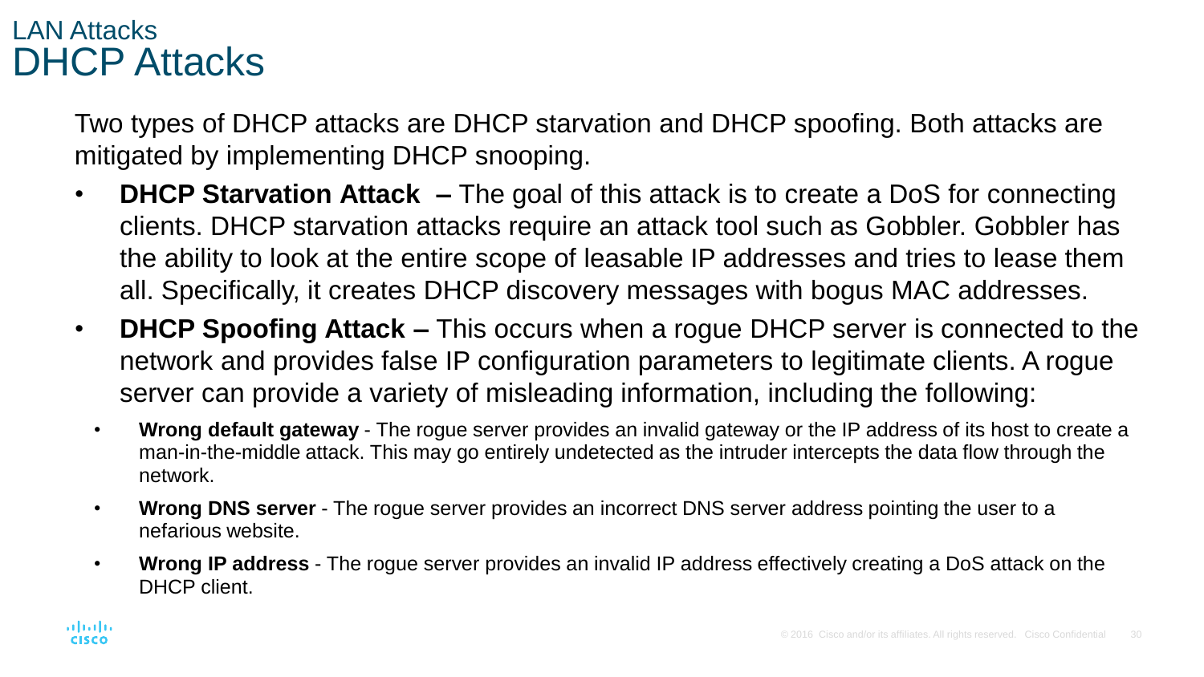## LAN Attacks

# DHCP Attacks

Two types of DHCP attacks are DHCP starvation and DHCP spoofing. Both attacks are mitigated by implementing DHCP snooping.

- **DHCP Starvation Attack –** The goal of this attack is to create a DoS for connecting clients. DHCP starvation attacks require an attack tool such as Gobbler. Gobbler has the ability to look at the entire scope of leasable IP addresses and tries to lease them all. Specifically, it creates DHCP discovery messages with bogus MAC addresses.
- **DHCP Spoofing Attack –** This occurs when a rogue DHCP server is connected to the network and provides false IP configuration parameters to legitimate clients. A rogue server can provide a variety of misleading information, including the following:
  - **Wrong default gateway** - The rogue server provides an invalid gateway or the IP address of its host to create a man-in-the-middle attack. This may go entirely undetected as the intruder intercepts the data flow through the network.
  - **Wrong DNS server** - The rogue server provides an incorrect DNS server address pointing the user to a nefarious website.
  - **Wrong IP address** - The rogue server provides an invalid IP address effectively creating a DoS attack on the DHCP client.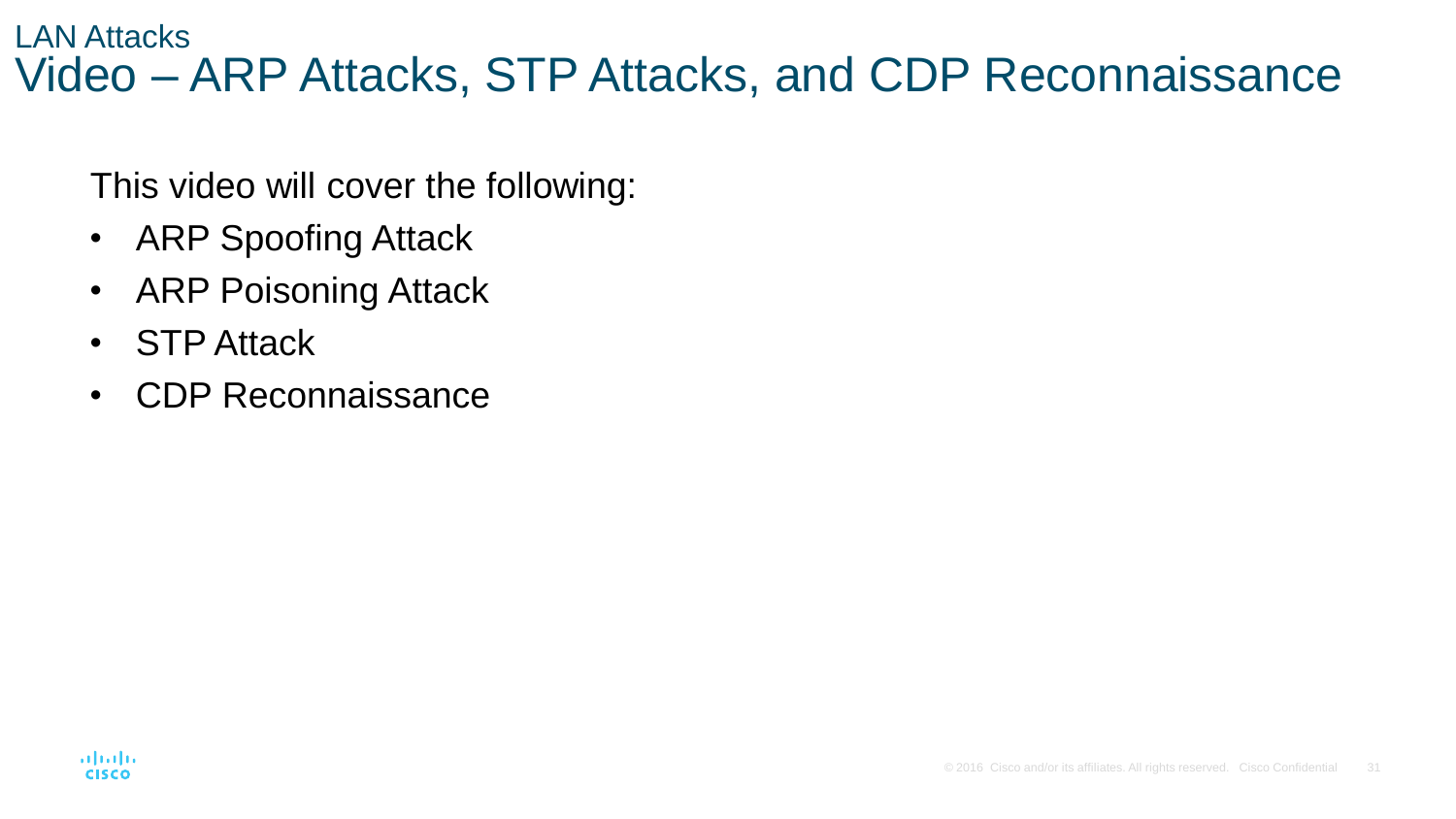## LAN Attacks

# Video – ARP Attacks, STP Attacks, and CDP Reconnaissance

This video will cover the following:

- ARP Spoofing Attack
- ARP Poisoning Attack
- STP Attack
- CDP Reconnaissance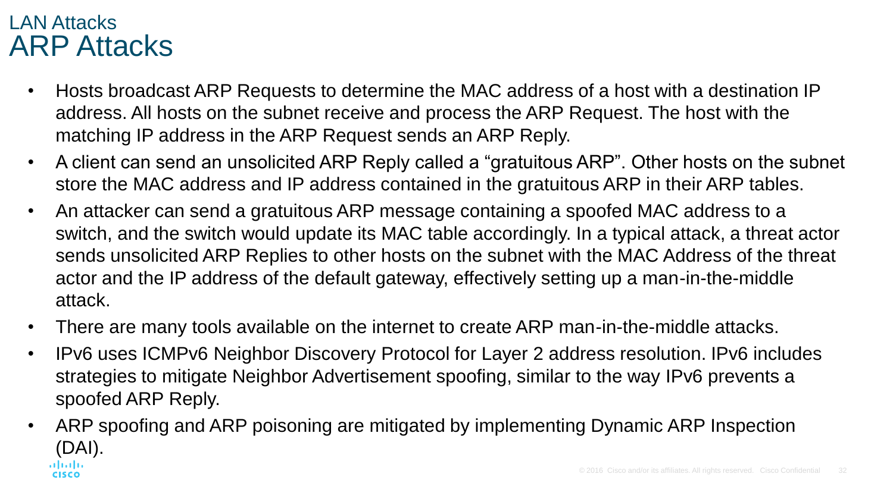## LAN Attacks

# ARP Attacks

- Hosts broadcast ARP Requests to determine the MAC address of a host with a destination IP address. All hosts on the subnet receive and process the ARP Request. The host with the matching IP address in the ARP Request sends an ARP Reply.
- A client can send an unsolicited ARP Reply called a "gratuitous ARP". Other hosts on the subnet store the MAC address and IP address contained in the gratuitous ARP in their ARP tables.
- An attacker can send a gratuitous ARP message containing a spoofed MAC address to a switch, and the switch would update its MAC table accordingly. In a typical attack, a threat actor sends unsolicited ARP Replies to other hosts on the subnet with the MAC Address of the threat actor and the IP address of the default gateway, effectively setting up a man-in-the-middle attack.
- There are many tools available on the internet to create ARP man-in-the-middle attacks.
- IPv6 uses ICMPv6 Neighbor Discovery Protocol for Layer 2 address resolution. IPv6 includes strategies to mitigate Neighbor Advertisement spoofing, similar to the way IPv6 prevents a spoofed ARP Reply.
- ARP spoofing and ARP poisoning are mitigated by implementing Dynamic ARP Inspection (DAI).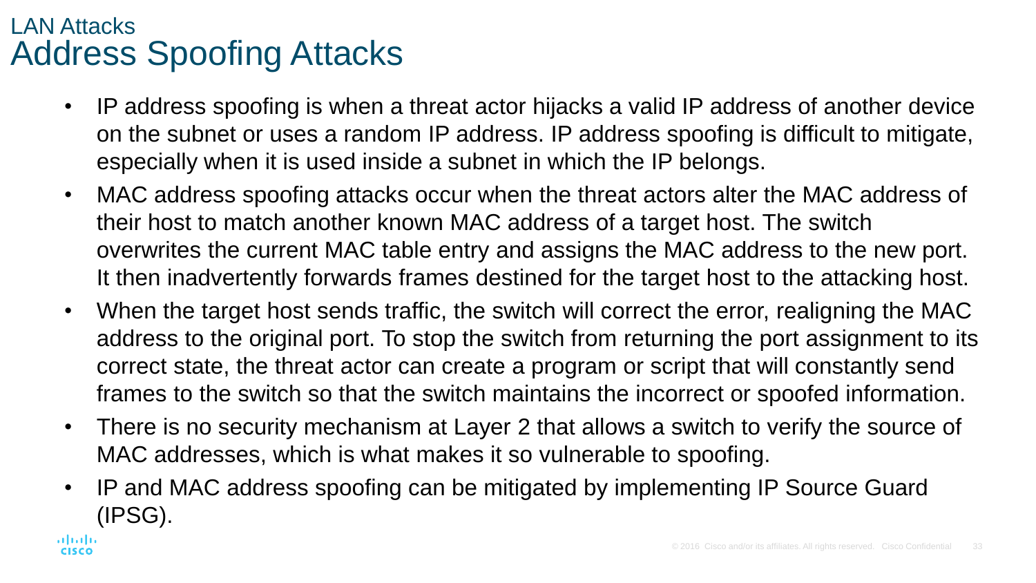## LAN Attacks
# Address Spoofing Attacks

- IP address spoofing is when a threat actor hijacks a valid IP address of another device on the subnet or uses a random IP address. IP address spoofing is difficult to mitigate, especially when it is used inside a subnet in which the IP belongs.
- MAC address spoofing attacks occur when the threat actors alter the MAC address of their host to match another known MAC address of a target host. The switch overwrites the current MAC table entry and assigns the MAC address to the new port. It then inadvertently forwards frames destined for the target host to the attacking host.
- When the target host sends traffic, the switch will correct the error, realigning the MAC address to the original port. To stop the switch from returning the port assignment to its correct state, the threat actor can create a program or script that will constantly send frames to the switch so that the switch maintains the incorrect or spoofed information.
- There is no security mechanism at Layer 2 that allows a switch to verify the source of MAC addresses, which is what makes it so vulnerable to spoofing.
- IP and MAC address spoofing can be mitigated by implementing IP Source Guard (IPSG).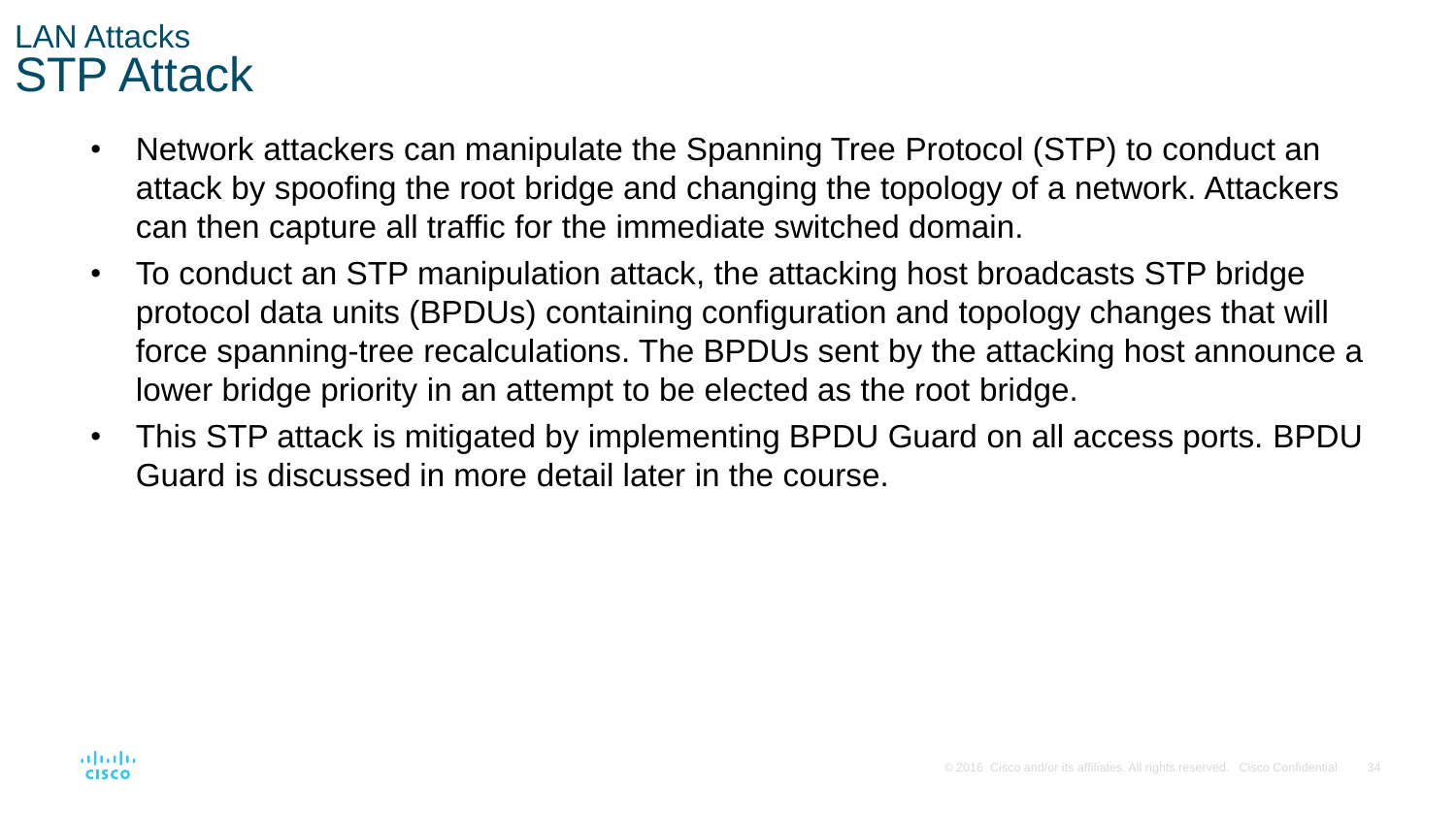## LAN Attacks
# STP Attack

- Network attackers can manipulate the Spanning Tree Protocol (STP) to conduct an attack by spoofing the root bridge and changing the topology of a network. Attackers can then capture all traffic for the immediate switched domain.
- To conduct an STP manipulation attack, the attacking host broadcasts STP bridge protocol data units (BPDUs) containing configuration and topology changes that will force spanning-tree recalculations. The BPDUs sent by the attacking host announce a lower bridge priority in an attempt to be elected as the root bridge.
- This STP attack is mitigated by implementing BPDU Guard on all access ports. BPDU Guard is discussed in more detail later in the course.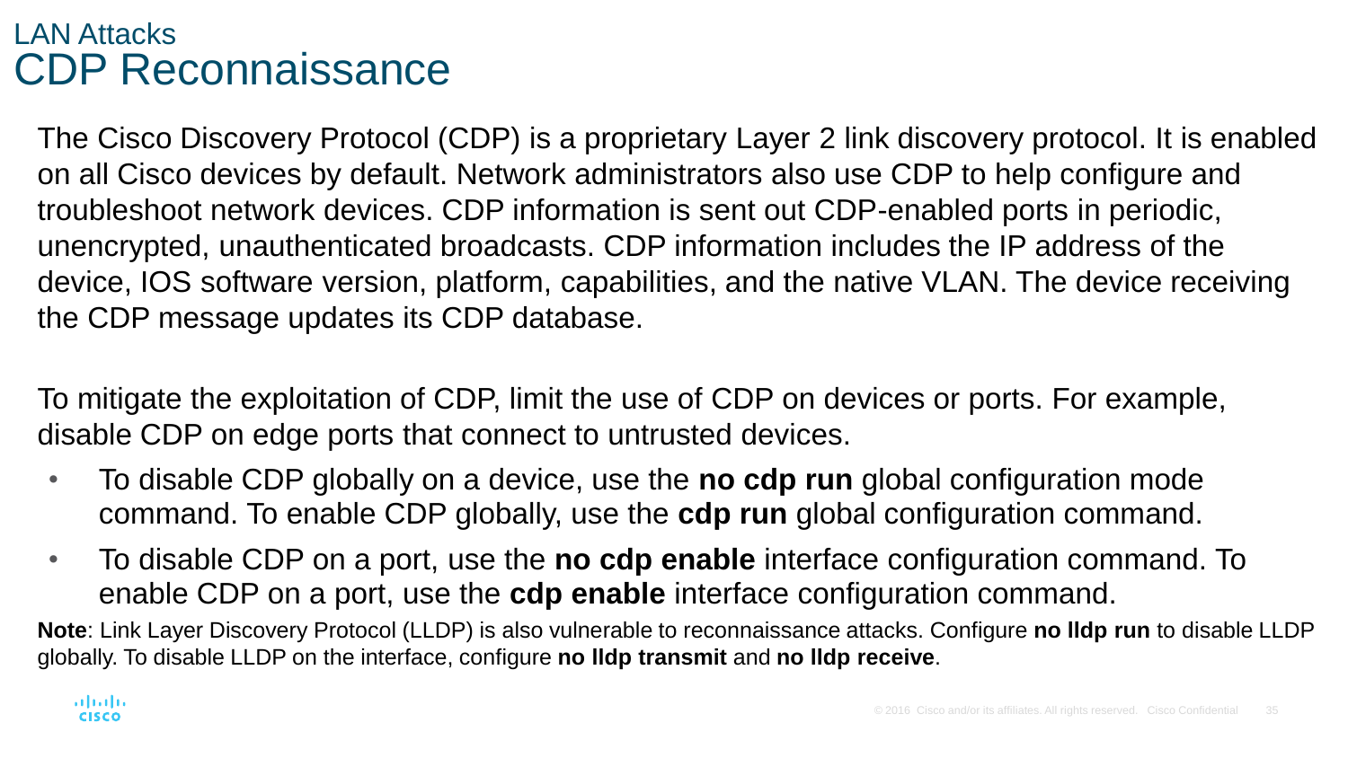## LAN Attacks

# CDP Reconnaissance

The Cisco Discovery Protocol (CDP) is a proprietary Layer 2 link discovery protocol. It is enabled on all Cisco devices by default. Network administrators also use CDP to help configure and troubleshoot network devices. CDP information is sent out CDP-enabled ports in periodic, unencrypted, unauthenticated broadcasts. CDP information includes the IP address of the device, IOS software version, platform, capabilities, and the native VLAN. The device receiving the CDP message updates its CDP database.

To mitigate the exploitation of CDP, limit the use of CDP on devices or ports. For example, disable CDP on edge ports that connect to untrusted devices.

- To disable CDP globally on a device, use the **no cdp run** global configuration mode command. To enable CDP globally, use the **cdp run** global configuration command.
- To disable CDP on a port, use the **no cdp enable** interface configuration command. To enable CDP on a port, use the **cdp enable** interface configuration command.

**Note**: Link Layer Discovery Protocol (LLDP) is also vulnerable to reconnaissance attacks. Configure **no lldp run** to disable LLDP globally. To disable LLDP on the interface, configure **no lldp transmit** and **no lldp receive**.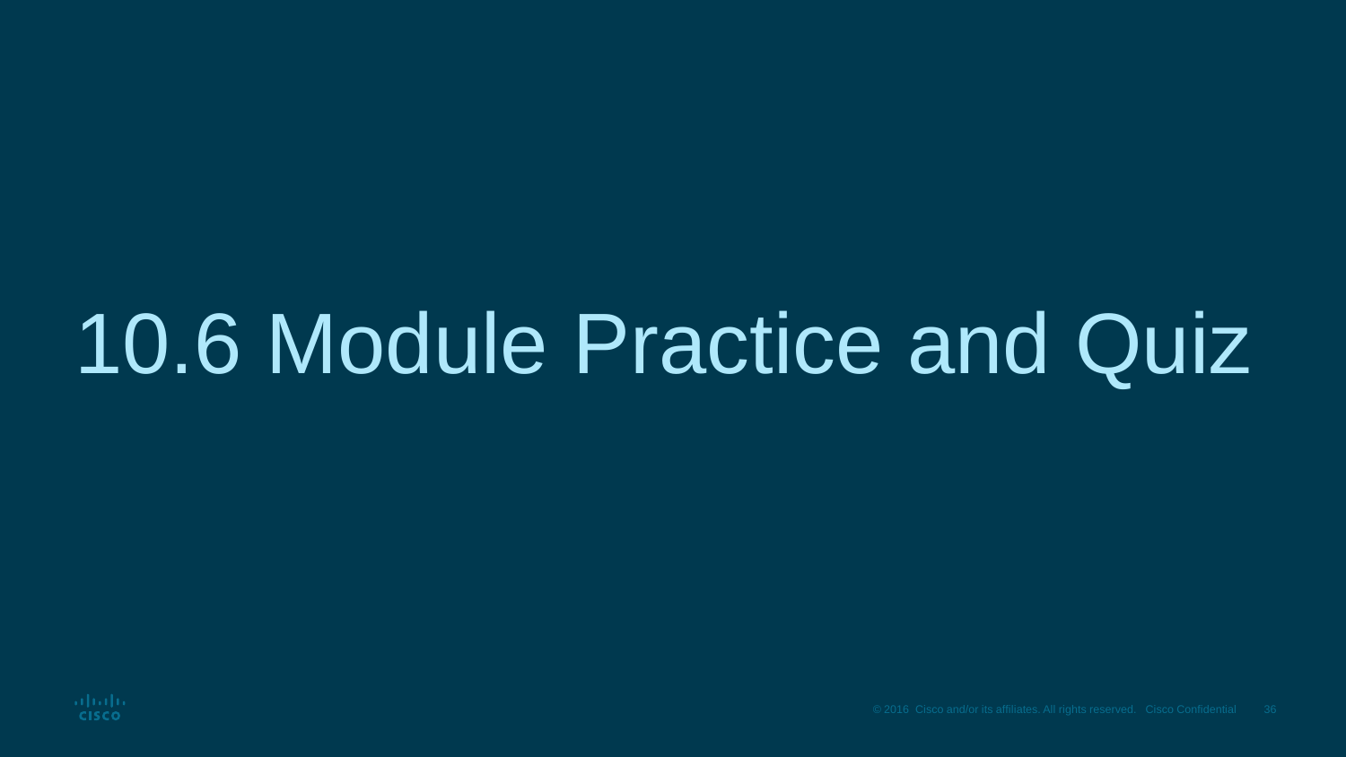# 10.6 Module Practice and Quiz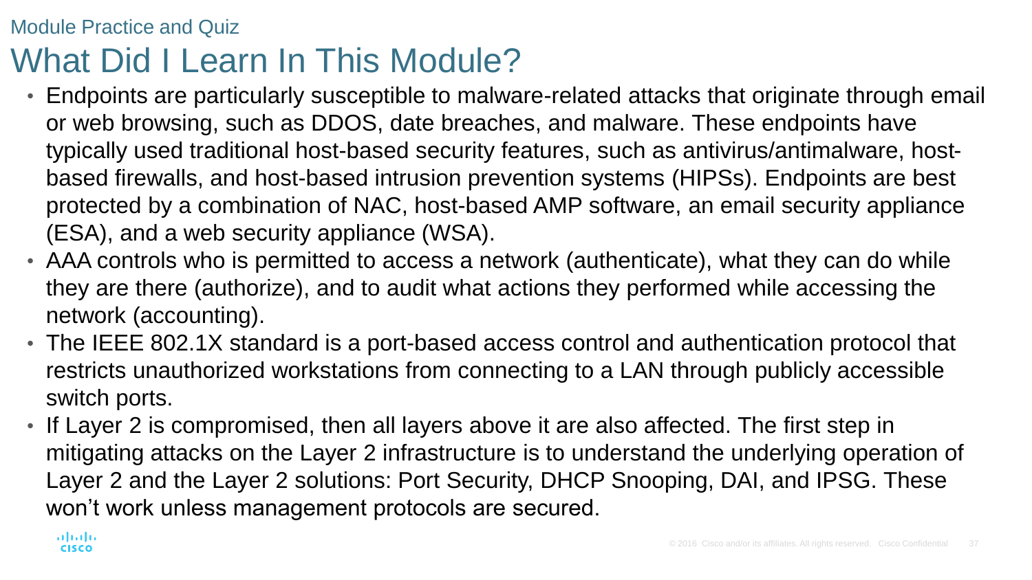Module Practice and Quiz

# What Did I Learn In This Module?

- Endpoints are particularly susceptible to malware-related attacks that originate through email or web browsing, such as DDOS, date breaches, and malware. These endpoints have typically used traditional host-based security features, such as antivirus/antimalware, host-based firewalls, and host-based intrusion prevention systems (HIPSs). Endpoints are best protected by a combination of NAC, host-based AMP software, an email security appliance (ESA), and a web security appliance (WSA).
- AAA controls who is permitted to access a network (authenticate), what they can do while they are there (authorize), and to audit what actions they performed while accessing the network (accounting).
- The IEEE 802.1X standard is a port-based access control and authentication protocol that restricts unauthorized workstations from connecting to a LAN through publicly accessible switch ports.
- If Layer 2 is compromised, then all layers above it are also affected. The first step in mitigating attacks on the Layer 2 infrastructure is to understand the underlying operation of Layer 2 and the Layer 2 solutions: Port Security, DHCP Snooping, DAI, and IPSG. These won't work unless management protocols are secured.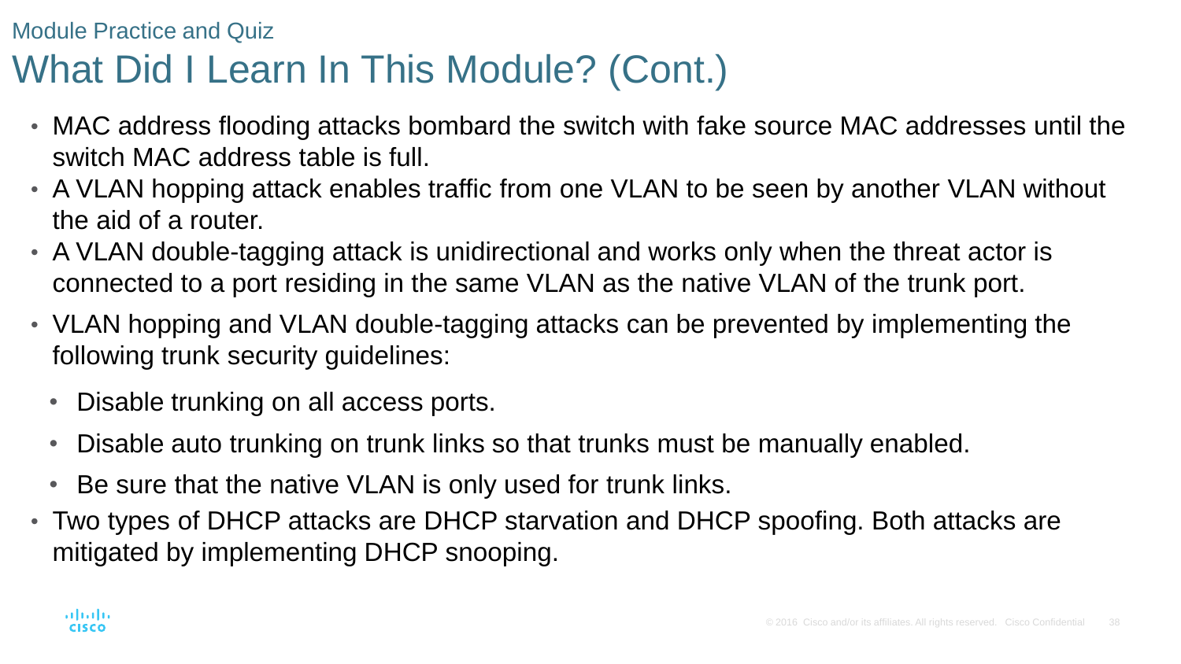Module Practice and Quiz

# What Did I Learn In This Module? (Cont.)

- MAC address flooding attacks bombard the switch with fake source MAC addresses until the switch MAC address table is full.
- A VLAN hopping attack enables traffic from one VLAN to be seen by another VLAN without the aid of a router.
- A VLAN double-tagging attack is unidirectional and works only when the threat actor is connected to a port residing in the same VLAN as the native VLAN of the trunk port.
- VLAN hopping and VLAN double-tagging attacks can be prevented by implementing the following trunk security guidelines:
  - Disable trunking on all access ports.
  - Disable auto trunking on trunk links so that trunks must be manually enabled.
  - Be sure that the native VLAN is only used for trunk links.
- Two types of DHCP attacks are DHCP starvation and DHCP spoofing. Both attacks are mitigated by implementing DHCP snooping.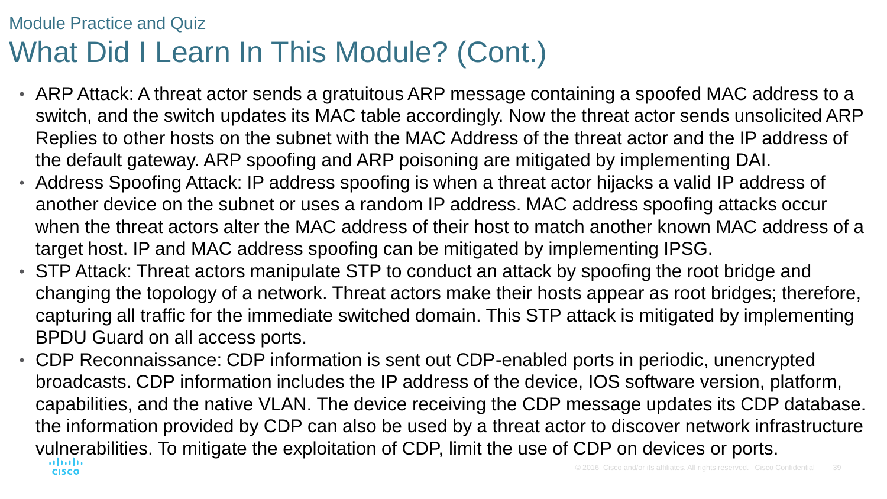## Module Practice and Quiz

# What Did I Learn In This Module? (Cont.)

- ARP Attack: A threat actor sends a gratuitous ARP message containing a spoofed MAC address to a switch, and the switch updates its MAC table accordingly. Now the threat actor sends unsolicited ARP Replies to other hosts on the subnet with the MAC Address of the threat actor and the IP address of the default gateway. ARP spoofing and ARP poisoning are mitigated by implementing DAI.
- Address Spoofing Attack: IP address spoofing is when a threat actor hijacks a valid IP address of another device on the subnet or uses a random IP address. MAC address spoofing attacks occur when the threat actors alter the MAC address of their host to match another known MAC address of a target host. IP and MAC address spoofing can be mitigated by implementing IPSG.
- STP Attack: Threat actors manipulate STP to conduct an attack by spoofing the root bridge and changing the topology of a network. Threat actors make their hosts appear as root bridges; therefore, capturing all traffic for the immediate switched domain. This STP attack is mitigated by implementing BPDU Guard on all access ports.
- CDP Reconnaissance: CDP information is sent out CDP-enabled ports in periodic, unencrypted broadcasts. CDP information includes the IP address of the device, IOS software version, platform, capabilities, and the native VLAN. The device receiving the CDP message updates its CDP database. the information provided by CDP can also be used by a threat actor to discover network infrastructure vulnerabilities. To mitigate the exploitation of CDP, limit the use of CDP on devices or ports.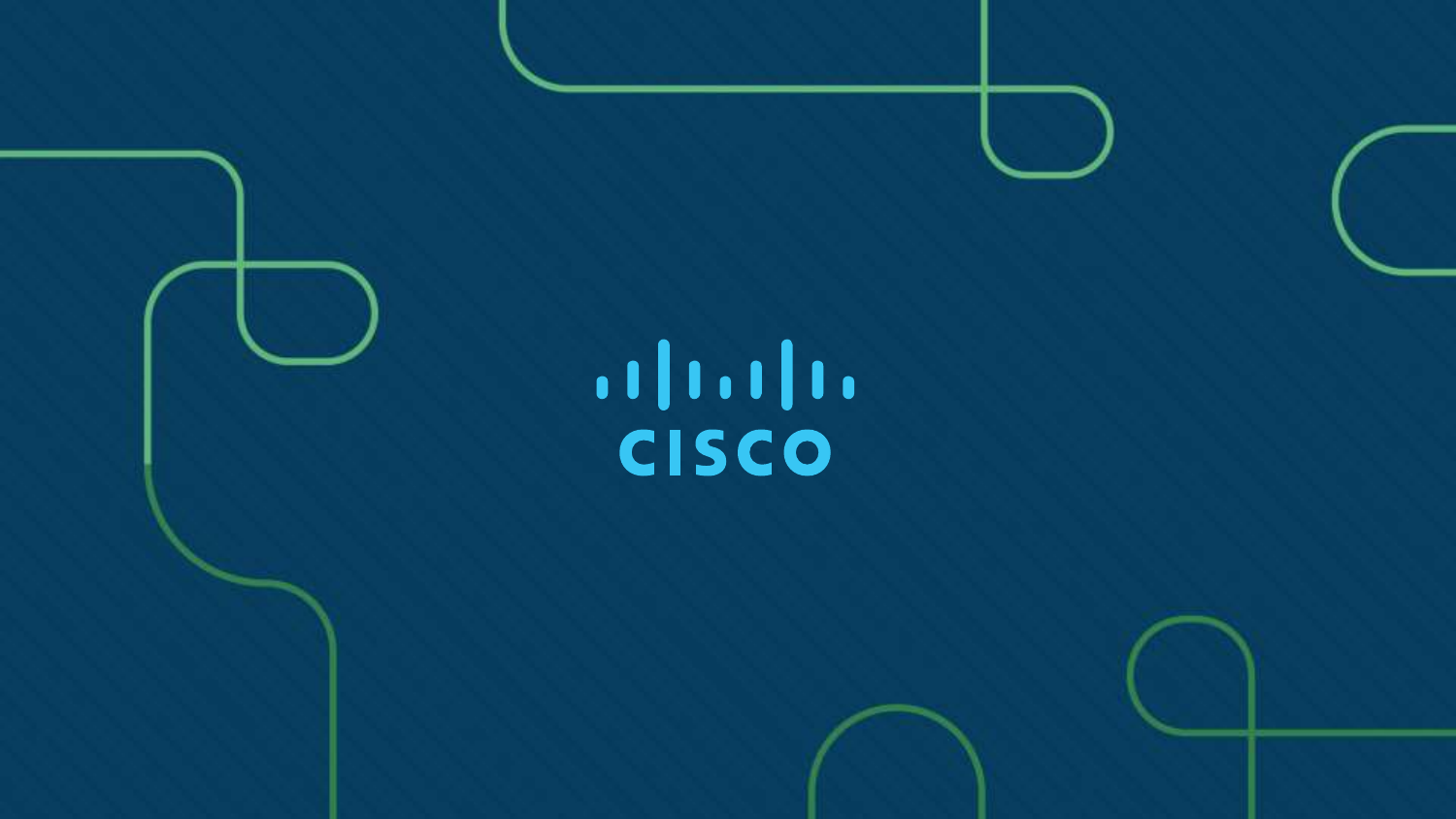cisco